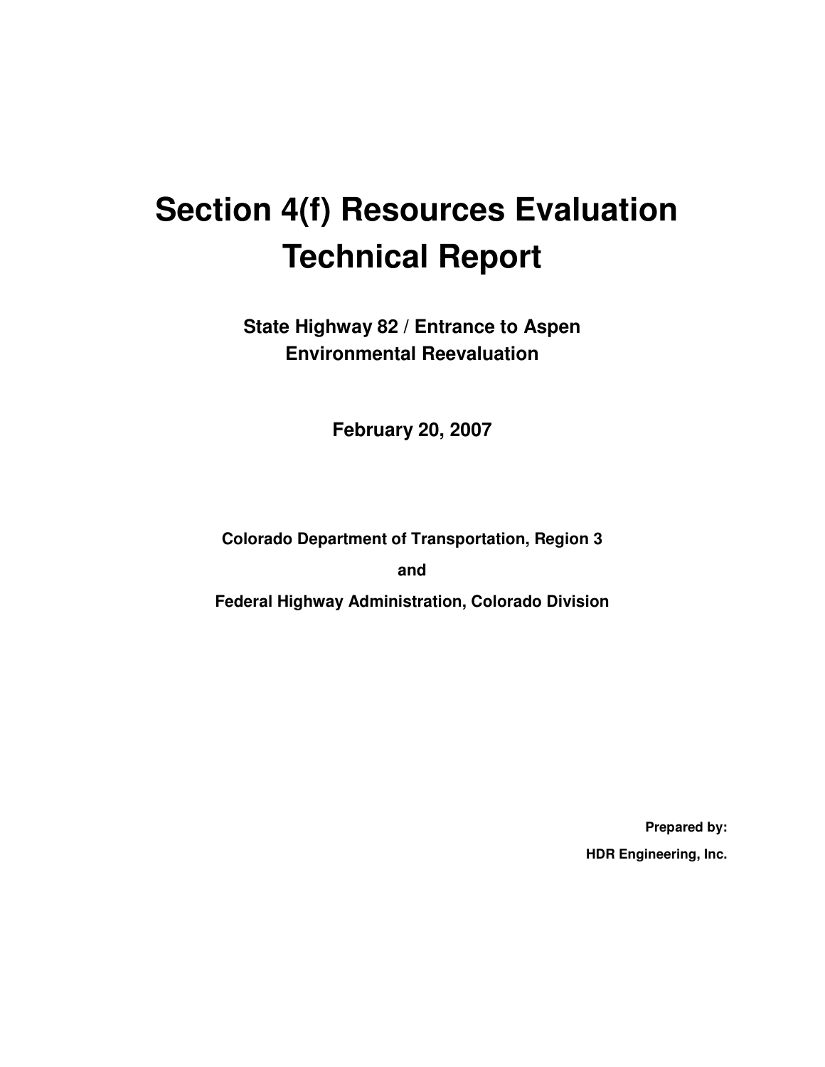# Section 4(f) Resources Evaluation Technical Report

**State Highway 82 / Entrance to Aspen**
**Environmental Reevaluation**

**February 20, 2007**

**Colorado Department of Transportation, Region 3**

**and**

**Federal Highway Administration, Colorado Division**

**Prepared by:**

**HDR Engineering, Inc.**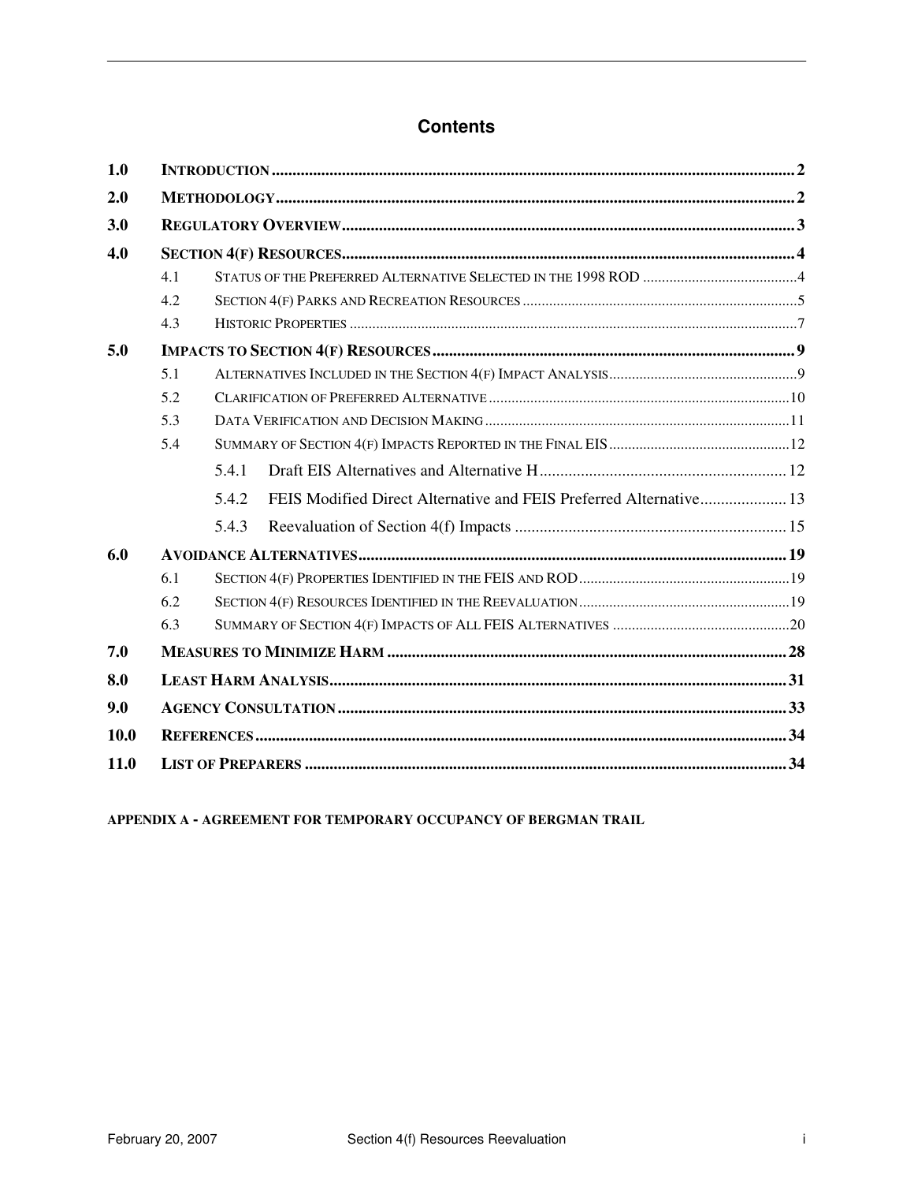# Contents

| | | |
|---|---|---|
| **1.0** | **INTRODUCTION** | **2** |
| **2.0** | **METHODOLOGY** | **2** |
| **3.0** | **REGULATORY OVERVIEW** | **3** |
| **4.0** | **SECTION 4(F) RESOURCES** | **4** |
| 4.1 | STATUS OF THE PREFERRED ALTERNATIVE SELECTED IN THE 1998 ROD | 4 |
| 4.2 | SECTION 4(F) PARKS AND RECREATION RESOURCES | 5 |
| 4.3 | HISTORIC PROPERTIES | 7 |
| **5.0** | **IMPACTS TO SECTION 4(F) RESOURCES** | **9** |
| 5.1 | ALTERNATIVES INCLUDED IN THE SECTION 4(F) IMPACT ANALYSIS | 9 |
| 5.2 | CLARIFICATION OF PREFERRED ALTERNATIVE | 10 |
| 5.3 | DATA VERIFICATION AND DECISION MAKING | 11 |
| 5.4 | SUMMARY OF SECTION 4(F) IMPACTS REPORTED IN THE FINAL EIS | 12 |
| 5.4.1 | Draft EIS Alternatives and Alternative H | 12 |
| 5.4.2 | FEIS Modified Direct Alternative and FEIS Preferred Alternative | 13 |
| 5.4.3 | Reevaluation of Section 4(f) Impacts | 15 |
| **6.0** | **AVOIDANCE ALTERNATIVES** | **19** |
| 6.1 | SECTION 4(F) PROPERTIES IDENTIFIED IN THE FEIS AND ROD | 19 |
| 6.2 | SECTION 4(F) RESOURCES IDENTIFIED IN THE REEVALUATION | 19 |
| 6.3 | SUMMARY OF SECTION 4(F) IMPACTS OF ALL FEIS ALTERNATIVES | 20 |
| **7.0** | **MEASURES TO MINIMIZE HARM** | **28** |
| **8.0** | **LEAST HARM ANALYSIS** | **31** |
| **9.0** | **AGENCY CONSULTATION** | **33** |
| **10.0** | **REFERENCES** | **34** |
| **11.0** | **LIST OF PREPARERS** | **34** |

**APPENDIX A - AGREEMENT FOR TEMPORARY OCCUPANCY OF BERGMAN TRAIL**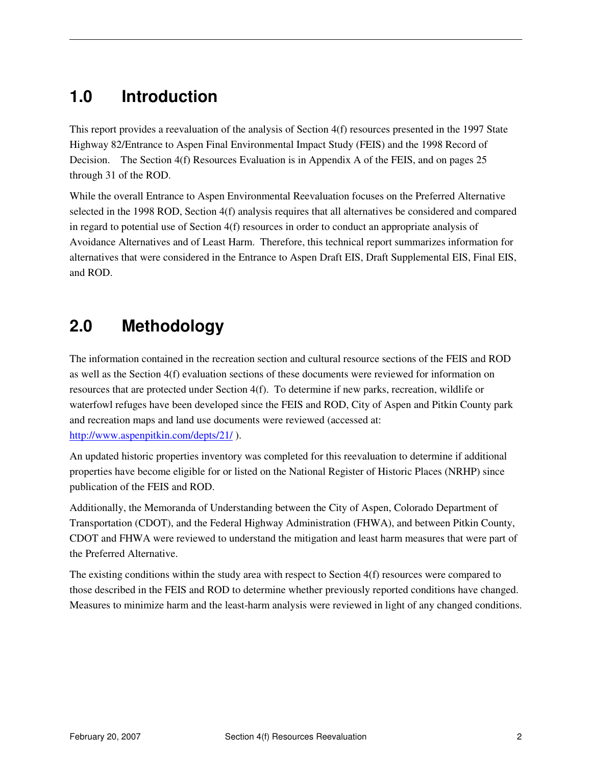# 1.0 Introduction

This report provides a reevaluation of the analysis of Section 4(f) resources presented in the 1997 State Highway 82/Entrance to Aspen Final Environmental Impact Study (FEIS) and the 1998 Record of Decision. The Section 4(f) Resources Evaluation is in Appendix A of the FEIS, and on pages 25 through 31 of the ROD.

While the overall Entrance to Aspen Environmental Reevaluation focuses on the Preferred Alternative selected in the 1998 ROD, Section 4(f) analysis requires that all alternatives be considered and compared in regard to potential use of Section 4(f) resources in order to conduct an appropriate analysis of Avoidance Alternatives and of Least Harm. Therefore, this technical report summarizes information for alternatives that were considered in the Entrance to Aspen Draft EIS, Draft Supplemental EIS, Final EIS, and ROD.

# 2.0 Methodology

The information contained in the recreation section and cultural resource sections of the FEIS and ROD as well as the Section 4(f) evaluation sections of these documents were reviewed for information on resources that are protected under Section 4(f). To determine if new parks, recreation, wildlife or waterfowl refuges have been developed since the FEIS and ROD, City of Aspen and Pitkin County park and recreation maps and land use documents were reviewed (accessed at: [http://www.aspenpitkin.com/depts/21/](http://www.aspenpitkin.com/depts/21/) ).

An updated historic properties inventory was completed for this reevaluation to determine if additional properties have become eligible for or listed on the National Register of Historic Places (NRHP) since publication of the FEIS and ROD.

Additionally, the Memoranda of Understanding between the City of Aspen, Colorado Department of Transportation (CDOT), and the Federal Highway Administration (FHWA), and between Pitkin County, CDOT and FHWA were reviewed to understand the mitigation and least harm measures that were part of the Preferred Alternative.

The existing conditions within the study area with respect to Section 4(f) resources were compared to those described in the FEIS and ROD to determine whether previously reported conditions have changed. Measures to minimize harm and the least-harm analysis were reviewed in light of any changed conditions.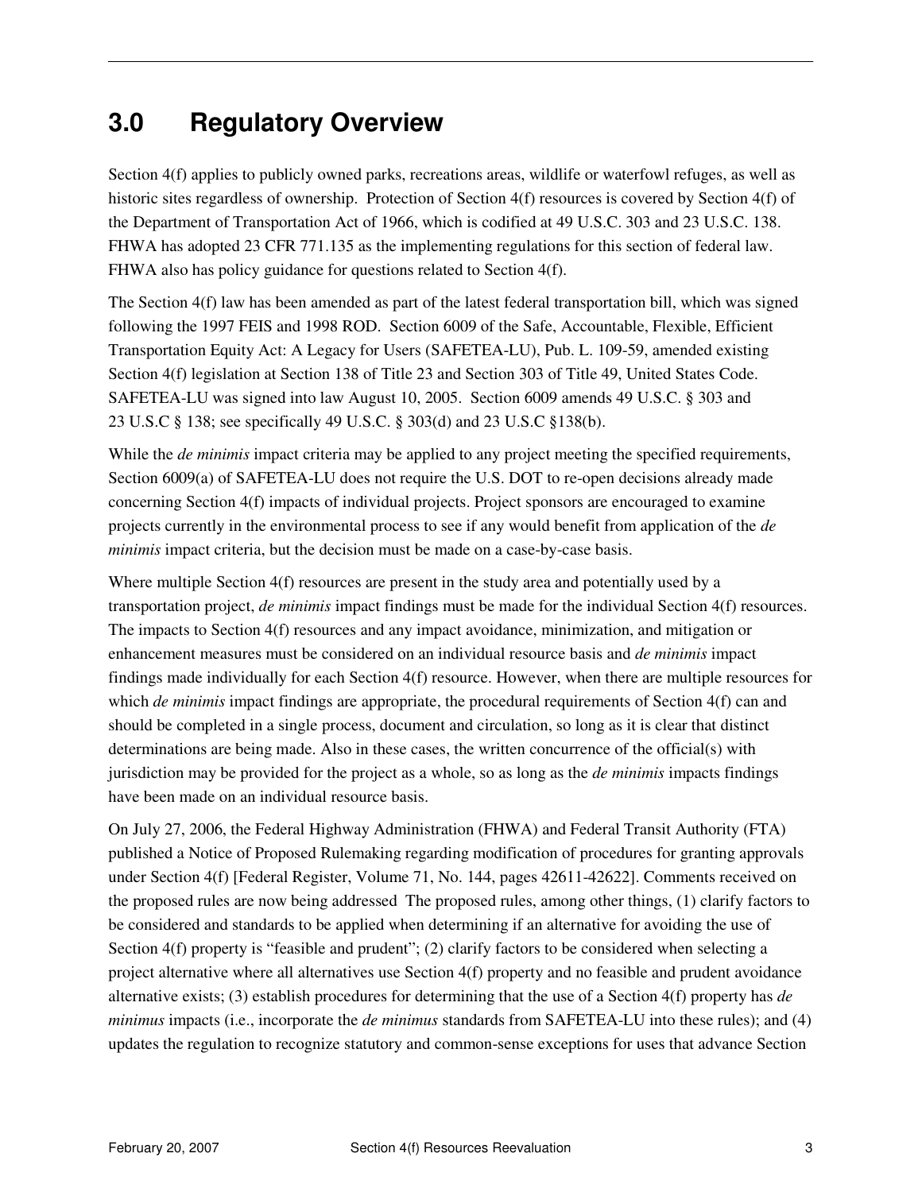# 3.0 Regulatory Overview

Section 4(f) applies to publicly owned parks, recreations areas, wildlife or waterfowl refuges, as well as historic sites regardless of ownership. Protection of Section 4(f) resources is covered by Section 4(f) of the Department of Transportation Act of 1966, which is codified at 49 U.S.C. 303 and 23 U.S.C. 138. FHWA has adopted 23 CFR 771.135 as the implementing regulations for this section of federal law. FHWA also has policy guidance for questions related to Section 4(f).

The Section 4(f) law has been amended as part of the latest federal transportation bill, which was signed following the 1997 FEIS and 1998 ROD. Section 6009 of the Safe, Accountable, Flexible, Efficient Transportation Equity Act: A Legacy for Users (SAFETEA-LU), Pub. L. 109-59, amended existing Section 4(f) legislation at Section 138 of Title 23 and Section 303 of Title 49, United States Code. SAFETEA-LU was signed into law August 10, 2005. Section 6009 amends 49 U.S.C. § 303 and 23 U.S.C § 138; see specifically 49 U.S.C. § 303(d) and 23 U.S.C §138(b).

While the *de minimis* impact criteria may be applied to any project meeting the specified requirements, Section 6009(a) of SAFETEA-LU does not require the U.S. DOT to re-open decisions already made concerning Section 4(f) impacts of individual projects. Project sponsors are encouraged to examine projects currently in the environmental process to see if any would benefit from application of the *de minimis* impact criteria, but the decision must be made on a case-by-case basis.

Where multiple Section 4(f) resources are present in the study area and potentially used by a transportation project, *de minimis* impact findings must be made for the individual Section 4(f) resources. The impacts to Section 4(f) resources and any impact avoidance, minimization, and mitigation or enhancement measures must be considered on an individual resource basis and *de minimis* impact findings made individually for each Section 4(f) resource. However, when there are multiple resources for which *de minimis* impact findings are appropriate, the procedural requirements of Section 4(f) can and should be completed in a single process, document and circulation, so long as it is clear that distinct determinations are being made. Also in these cases, the written concurrence of the official(s) with jurisdiction may be provided for the project as a whole, so as long as the *de minimis* impacts findings have been made on an individual resource basis.

On July 27, 2006, the Federal Highway Administration (FHWA) and Federal Transit Authority (FTA) published a Notice of Proposed Rulemaking regarding modification of procedures for granting approvals under Section 4(f) [Federal Register, Volume 71, No. 144, pages 42611-42622]. Comments received on the proposed rules are now being addressed The proposed rules, among other things, (1) clarify factors to be considered and standards to be applied when determining if an alternative for avoiding the use of Section 4(f) property is "feasible and prudent"; (2) clarify factors to be considered when selecting a project alternative where all alternatives use Section 4(f) property and no feasible and prudent avoidance alternative exists; (3) establish procedures for determining that the use of a Section 4(f) property has *de minimus* impacts (i.e., incorporate the *de minimus* standards from SAFETEA-LU into these rules); and (4) updates the regulation to recognize statutory and common-sense exceptions for uses that advance Section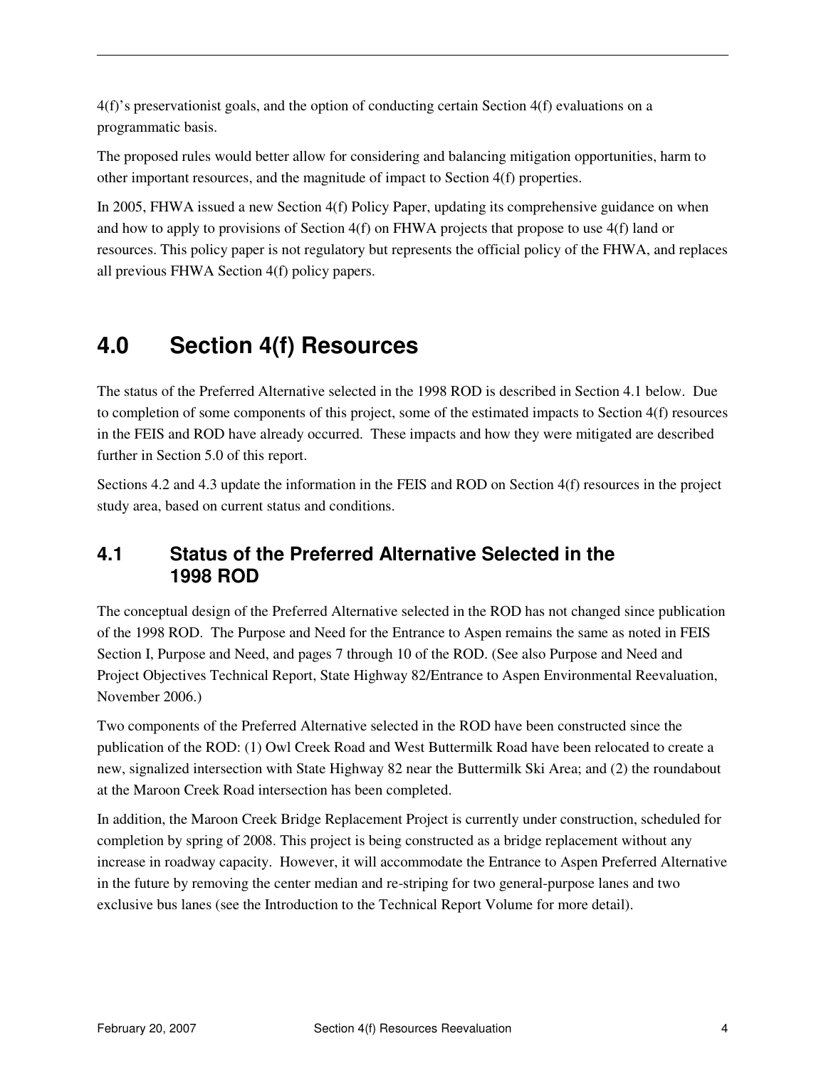4(f)'s preservationist goals, and the option of conducting certain Section 4(f) evaluations on a programmatic basis.

The proposed rules would better allow for considering and balancing mitigation opportunities, harm to other important resources, and the magnitude of impact to Section 4(f) properties.

In 2005, FHWA issued a new Section 4(f) Policy Paper, updating its comprehensive guidance on when and how to apply to provisions of Section 4(f) on FHWA projects that propose to use 4(f) land or resources. This policy paper is not regulatory but represents the official policy of the FHWA, and replaces all previous FHWA Section 4(f) policy papers.

# 4.0 Section 4(f) Resources

The status of the Preferred Alternative selected in the 1998 ROD is described in Section 4.1 below. Due to completion of some components of this project, some of the estimated impacts to Section 4(f) resources in the FEIS and ROD have already occurred. These impacts and how they were mitigated are described further in Section 5.0 of this report.

Sections 4.2 and 4.3 update the information in the FEIS and ROD on Section 4(f) resources in the project study area, based on current status and conditions.

## 4.1 Status of the Preferred Alternative Selected in the 1998 ROD

The conceptual design of the Preferred Alternative selected in the ROD has not changed since publication of the 1998 ROD. The Purpose and Need for the Entrance to Aspen remains the same as noted in FEIS Section I, Purpose and Need, and pages 7 through 10 of the ROD. (See also Purpose and Need and Project Objectives Technical Report, State Highway 82/Entrance to Aspen Environmental Reevaluation, November 2006.)

Two components of the Preferred Alternative selected in the ROD have been constructed since the publication of the ROD: (1) Owl Creek Road and West Buttermilk Road have been relocated to create a new, signalized intersection with State Highway 82 near the Buttermilk Ski Area; and (2) the roundabout at the Maroon Creek Road intersection has been completed.

In addition, the Maroon Creek Bridge Replacement Project is currently under construction, scheduled for completion by spring of 2008. This project is being constructed as a bridge replacement without any increase in roadway capacity. However, it will accommodate the Entrance to Aspen Preferred Alternative in the future by removing the center median and re-striping for two general-purpose lanes and two exclusive bus lanes (see the Introduction to the Technical Report Volume for more detail).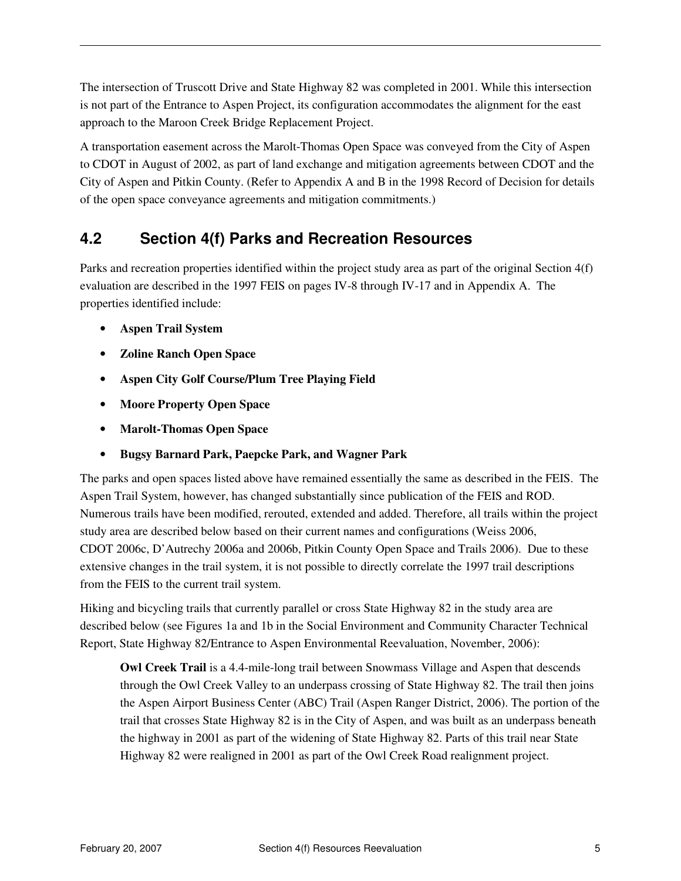The intersection of Truscott Drive and State Highway 82 was completed in 2001. While this intersection is not part of the Entrance to Aspen Project, its configuration accommodates the alignment for the east approach to the Maroon Creek Bridge Replacement Project.

A transportation easement across the Marolt-Thomas Open Space was conveyed from the City of Aspen to CDOT in August of 2002, as part of land exchange and mitigation agreements between CDOT and the City of Aspen and Pitkin County. (Refer to Appendix A and B in the 1998 Record of Decision for details of the open space conveyance agreements and mitigation commitments.)

## 4.2 Section 4(f) Parks and Recreation Resources

Parks and recreation properties identified within the project study area as part of the original Section 4(f) evaluation are described in the 1997 FEIS on pages IV-8 through IV-17 and in Appendix A. The properties identified include:

- **Aspen Trail System**
- **Zoline Ranch Open Space**
- **Aspen City Golf Course/Plum Tree Playing Field**
- **Moore Property Open Space**
- **Marolt-Thomas Open Space**
- **Bugsy Barnard Park, Paepcke Park, and Wagner Park**

The parks and open spaces listed above have remained essentially the same as described in the FEIS. The Aspen Trail System, however, has changed substantially since publication of the FEIS and ROD. Numerous trails have been modified, rerouted, extended and added. Therefore, all trails within the project study area are described below based on their current names and configurations (Weiss 2006, CDOT 2006c, D'Autrechy 2006a and 2006b, Pitkin County Open Space and Trails 2006). Due to these extensive changes in the trail system, it is not possible to directly correlate the 1997 trail descriptions from the FEIS to the current trail system.

Hiking and bicycling trails that currently parallel or cross State Highway 82 in the study area are described below (see Figures 1a and 1b in the Social Environment and Community Character Technical Report, State Highway 82/Entrance to Aspen Environmental Reevaluation, November, 2006):

> **Owl Creek Trail** is a 4.4-mile-long trail between Snowmass Village and Aspen that descends through the Owl Creek Valley to an underpass crossing of State Highway 82. The trail then joins the Aspen Airport Business Center (ABC) Trail (Aspen Ranger District, 2006). The portion of the trail that crosses State Highway 82 is in the City of Aspen, and was built as an underpass beneath the highway in 2001 as part of the widening of State Highway 82. Parts of this trail near State Highway 82 were realigned in 2001 as part of the Owl Creek Road realignment project.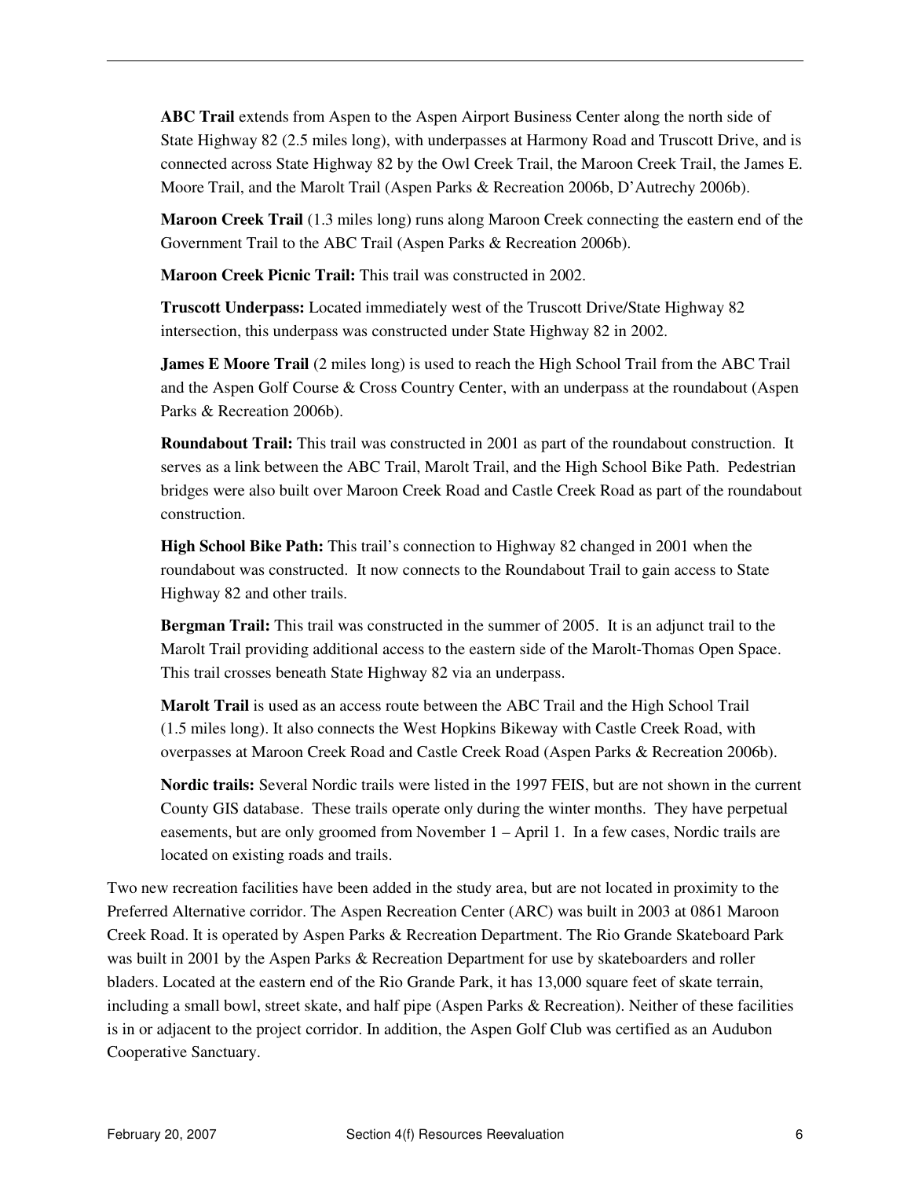**ABC Trail** extends from Aspen to the Aspen Airport Business Center along the north side of State Highway 82 (2.5 miles long), with underpasses at Harmony Road and Truscott Drive, and is connected across State Highway 82 by the Owl Creek Trail, the Maroon Creek Trail, the James E. Moore Trail, and the Marolt Trail (Aspen Parks & Recreation 2006b, D'Autrechy 2006b).

**Maroon Creek Trail** (1.3 miles long) runs along Maroon Creek connecting the eastern end of the Government Trail to the ABC Trail (Aspen Parks & Recreation 2006b).

**Maroon Creek Picnic Trail:** This trail was constructed in 2002.

**Truscott Underpass:** Located immediately west of the Truscott Drive/State Highway 82 intersection, this underpass was constructed under State Highway 82 in 2002.

**James E Moore Trail** (2 miles long) is used to reach the High School Trail from the ABC Trail and the Aspen Golf Course & Cross Country Center, with an underpass at the roundabout (Aspen Parks & Recreation 2006b).

**Roundabout Trail:** This trail was constructed in 2001 as part of the roundabout construction. It serves as a link between the ABC Trail, Marolt Trail, and the High School Bike Path. Pedestrian bridges were also built over Maroon Creek Road and Castle Creek Road as part of the roundabout construction.

**High School Bike Path:** This trail's connection to Highway 82 changed in 2001 when the roundabout was constructed. It now connects to the Roundabout Trail to gain access to State Highway 82 and other trails.

**Bergman Trail:** This trail was constructed in the summer of 2005. It is an adjunct trail to the Marolt Trail providing additional access to the eastern side of the Marolt-Thomas Open Space. This trail crosses beneath State Highway 82 via an underpass.

**Marolt Trail** is used as an access route between the ABC Trail and the High School Trail (1.5 miles long). It also connects the West Hopkins Bikeway with Castle Creek Road, with overpasses at Maroon Creek Road and Castle Creek Road (Aspen Parks & Recreation 2006b).

**Nordic trails:** Several Nordic trails were listed in the 1997 FEIS, but are not shown in the current County GIS database. These trails operate only during the winter months. They have perpetual easements, but are only groomed from November 1 – April 1. In a few cases, Nordic trails are located on existing roads and trails.

Two new recreation facilities have been added in the study area, but are not located in proximity to the Preferred Alternative corridor. The Aspen Recreation Center (ARC) was built in 2003 at 0861 Maroon Creek Road. It is operated by Aspen Parks & Recreation Department. The Rio Grande Skateboard Park was built in 2001 by the Aspen Parks & Recreation Department for use by skateboarders and roller bladers. Located at the eastern end of the Rio Grande Park, it has 13,000 square feet of skate terrain, including a small bowl, street skate, and half pipe (Aspen Parks & Recreation). Neither of these facilities is in or adjacent to the project corridor. In addition, the Aspen Golf Club was certified as an Audubon Cooperative Sanctuary.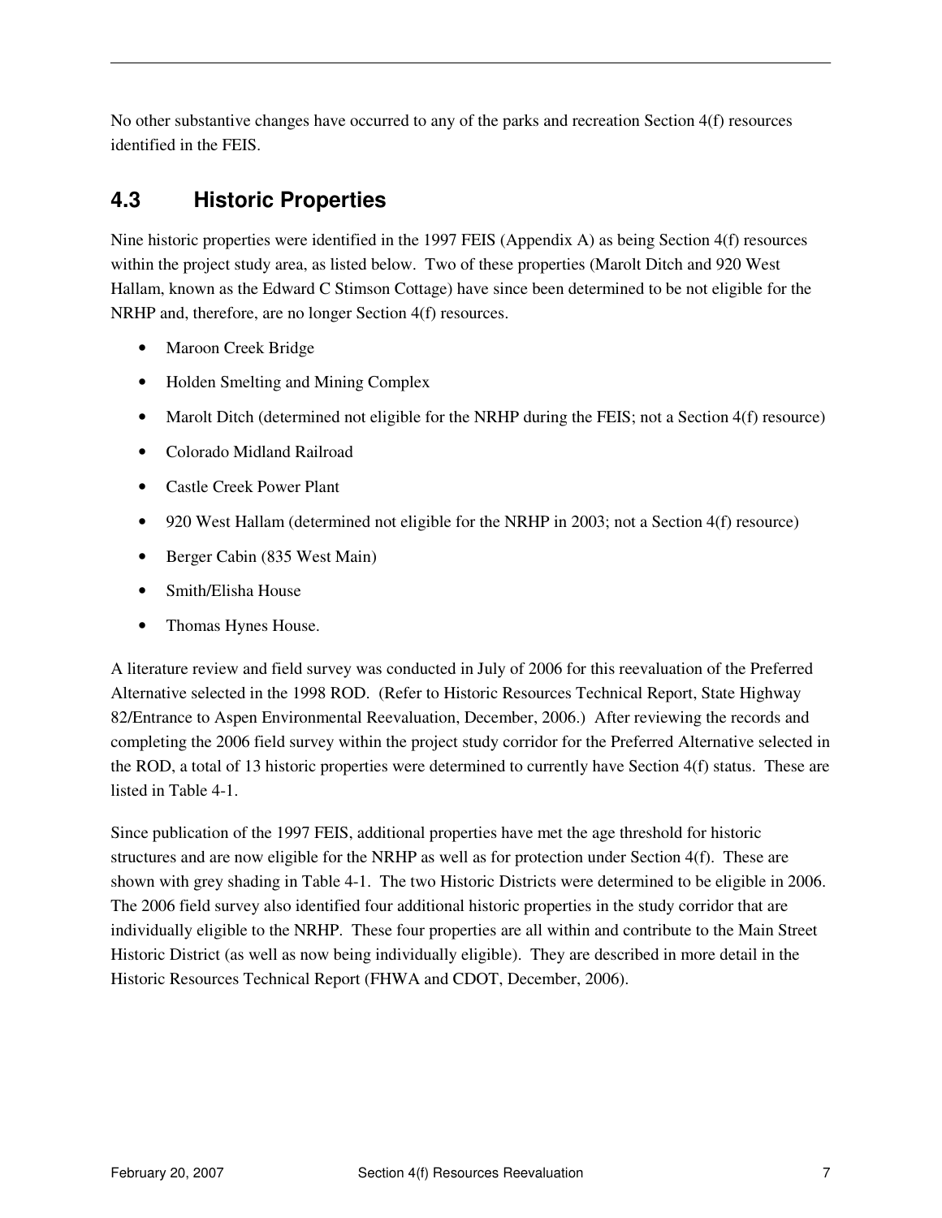No other substantive changes have occurred to any of the parks and recreation Section 4(f) resources identified in the FEIS.

## 4.3 Historic Properties

Nine historic properties were identified in the 1997 FEIS (Appendix A) as being Section 4(f) resources within the project study area, as listed below. Two of these properties (Marolt Ditch and 920 West Hallam, known as the Edward C Stimson Cottage) have since been determined to be not eligible for the NRHP and, therefore, are no longer Section 4(f) resources.

- Maroon Creek Bridge
- Holden Smelting and Mining Complex
- Marolt Ditch (determined not eligible for the NRHP during the FEIS; not a Section 4(f) resource)
- Colorado Midland Railroad
- Castle Creek Power Plant
- 920 West Hallam (determined not eligible for the NRHP in 2003; not a Section 4(f) resource)
- Berger Cabin (835 West Main)
- Smith/Elisha House
- Thomas Hynes House.

A literature review and field survey was conducted in July of 2006 for this reevaluation of the Preferred Alternative selected in the 1998 ROD. (Refer to Historic Resources Technical Report, State Highway 82/Entrance to Aspen Environmental Reevaluation, December, 2006.) After reviewing the records and completing the 2006 field survey within the project study corridor for the Preferred Alternative selected in the ROD, a total of 13 historic properties were determined to currently have Section 4(f) status. These are listed in Table 4-1.

Since publication of the 1997 FEIS, additional properties have met the age threshold for historic structures and are now eligible for the NRHP as well as for protection under Section 4(f). These are shown with grey shading in Table 4-1. The two Historic Districts were determined to be eligible in 2006. The 2006 field survey also identified four additional historic properties in the study corridor that are individually eligible to the NRHP. These four properties are all within and contribute to the Main Street Historic District (as well as now being individually eligible). They are described in more detail in the Historic Resources Technical Report (FHWA and CDOT, December, 2006).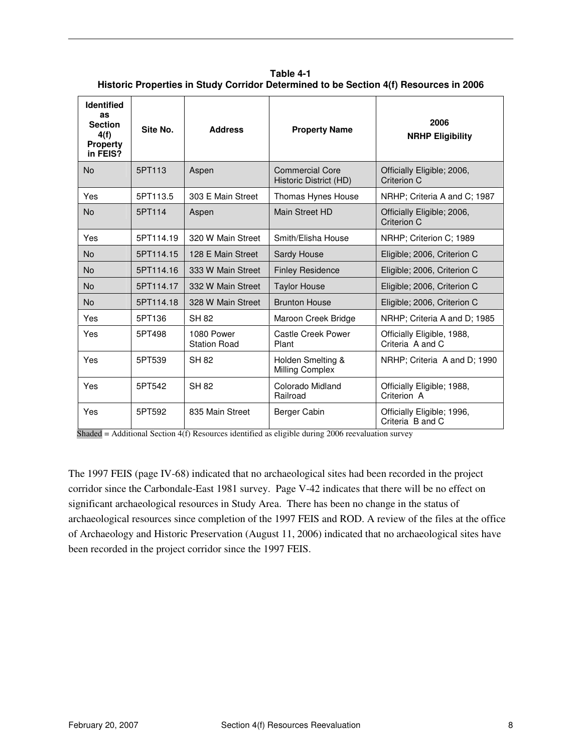**Table 4-1**
**Historic Properties in Study Corridor Determined to be Section 4(f) Resources in 2006**

| Identified as Section 4(f) Property in FEIS? | Site No. | Address | Property Name | 2006 NRHP Eligibility |
|---|---|---|---|---|
| No | 5PT113 | Aspen | Commercial Core Historic District (HD) | Officially Eligible; 2006, Criterion C |
| Yes | 5PT113.5 | 303 E Main Street | Thomas Hynes House | NRHP; Criteria A and C; 1987 |
| No | 5PT114 | Aspen | Main Street HD | Officially Eligible; 2006, Criterion C |
| Yes | 5PT114.19 | 320 W Main Street | Smith/Elisha House | NRHP; Criterion C; 1989 |
| No | 5PT114.15 | 128 E Main Street | Sardy House | Eligible; 2006, Criterion C |
| No | 5PT114.16 | 333 W Main Street | Finley Residence | Eligible; 2006, Criterion C |
| No | 5PT114.17 | 332 W Main Street | Taylor House | Eligible; 2006, Criterion C |
| No | 5PT114.18 | 328 W Main Street | Brunton House | Eligible; 2006, Criterion C |
| Yes | 5PT136 | SH 82 | Maroon Creek Bridge | NRHP; Criteria A and D; 1985 |
| Yes | 5PT498 | 1080 Power Station Road | Castle Creek Power Plant | Officially Eligible, 1988, Criteria A and C |
| Yes | 5PT539 | SH 82 | Holden Smelting & Milling Complex | NRHP; Criteria A and D; 1990 |
| Yes | 5PT542 | SH 82 | Colorado Midland Railroad | Officially Eligible; 1988, Criterion A |
| Yes | 5PT592 | 835 Main Street | Berger Cabin | Officially Eligible; 1996, Criteria B and C |

Shaded = Additional Section 4(f) Resources identified as eligible during 2006 reevaluation survey

The 1997 FEIS (page IV-68) indicated that no archaeological sites had been recorded in the project corridor since the Carbondale-East 1981 survey. Page V-42 indicates that there will be no effect on significant archaeological resources in Study Area. There has been no change in the status of archaeological resources since completion of the 1997 FEIS and ROD. A review of the files at the office of Archaeology and Historic Preservation (August 11, 2006) indicated that no archaeological sites have been recorded in the project corridor since the 1997 FEIS.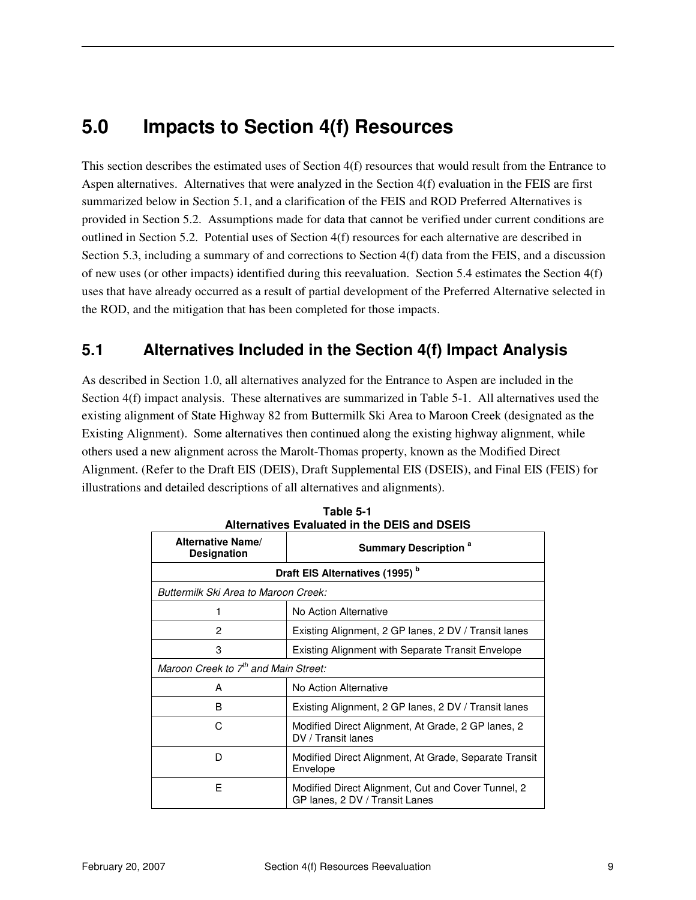# 5.0 Impacts to Section 4(f) Resources

This section describes the estimated uses of Section 4(f) resources that would result from the Entrance to Aspen alternatives. Alternatives that were analyzed in the Section 4(f) evaluation in the FEIS are first summarized below in Section 5.1, and a clarification of the FEIS and ROD Preferred Alternatives is provided in Section 5.2. Assumptions made for data that cannot be verified under current conditions are outlined in Section 5.2. Potential uses of Section 4(f) resources for each alternative are described in Section 5.3, including a summary of and corrections to Section 4(f) data from the FEIS, and a discussion of new uses (or other impacts) identified during this reevaluation. Section 5.4 estimates the Section 4(f) uses that have already occurred as a result of partial development of the Preferred Alternative selected in the ROD, and the mitigation that has been completed for those impacts.

## 5.1 Alternatives Included in the Section 4(f) Impact Analysis

As described in Section 1.0, all alternatives analyzed for the Entrance to Aspen are included in the Section 4(f) impact analysis. These alternatives are summarized in Table 5-1. All alternatives used the existing alignment of State Highway 82 from Buttermilk Ski Area to Maroon Creek (designated as the Existing Alignment). Some alternatives then continued along the existing highway alignment, while others used a new alignment across the Marolt-Thomas property, known as the Modified Direct Alignment. (Refer to the Draft EIS (DEIS), Draft Supplemental EIS (DSEIS), and Final EIS (FEIS) for illustrations and detailed descriptions of all alternatives and alignments).

**Table 5-1**
**Alternatives Evaluated in the DEIS and DSEIS**

| Alternative Name/ Designation | Summary Description [a] |
|---|---|
| **Draft EIS Alternatives (1995) [b]** | |
| *Buttermilk Ski Area to Maroon Creek:* | |
| 1 | No Action Alternative |
| 2 | Existing Alignment, 2 GP lanes, 2 DV / Transit lanes |
| 3 | Existing Alignment with Separate Transit Envelope |
| *Maroon Creek to 7th and Main Street:* | |
| A | No Action Alternative |
| B | Existing Alignment, 2 GP lanes, 2 DV / Transit lanes |
| C | Modified Direct Alignment, At Grade, 2 GP lanes, 2 DV / Transit lanes |
| D | Modified Direct Alignment, At Grade, Separate Transit Envelope |
| E | Modified Direct Alignment, Cut and Cover Tunnel, 2 GP lanes, 2 DV / Transit Lanes |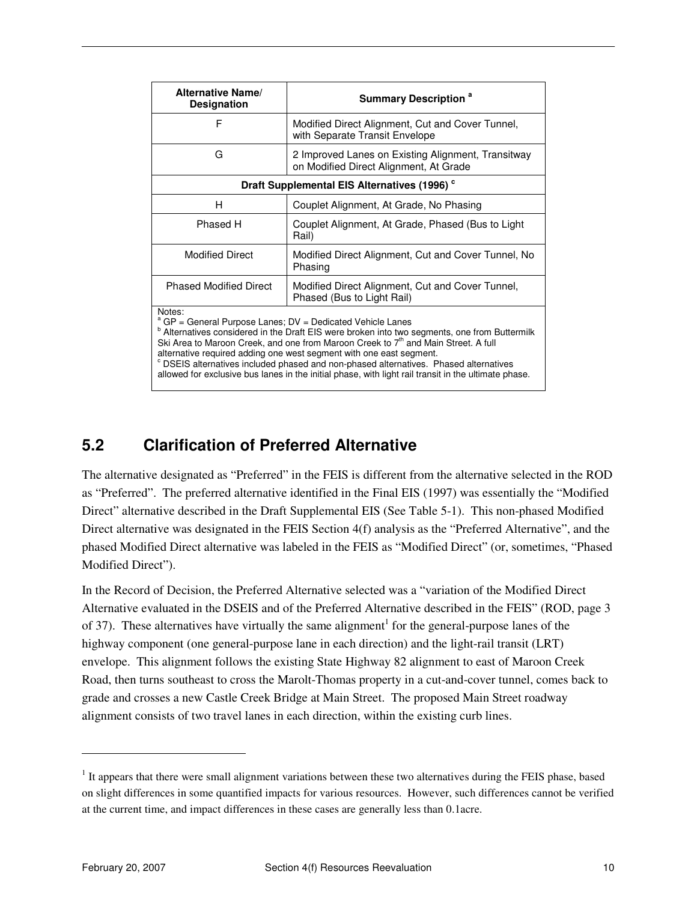| Alternative Name/ Designation | Summary Description [a] |
|---|---|
| F | Modified Direct Alignment, Cut and Cover Tunnel, with Separate Transit Envelope |
| G | 2 Improved Lanes on Existing Alignment, Transitway on Modified Direct Alignment, At Grade |
| **Draft Supplemental EIS Alternatives (1996) [c]** | |
| H | Couplet Alignment, At Grade, No Phasing |
| Phased H | Couplet Alignment, At Grade, Phased (Bus to Light Rail) |
| Modified Direct | Modified Direct Alignment, Cut and Cover Tunnel, No Phasing |
| Phased Modified Direct | Modified Direct Alignment, Cut and Cover Tunnel, Phased (Bus to Light Rail) |

Notes:
[a] GP = General Purpose Lanes; DV = Dedicated Vehicle Lanes
[b] Alternatives considered in the Draft EIS were broken into two segments, one from Buttermilk Ski Area to Maroon Creek, and one from Maroon Creek to 7th and Main Street. A full alternative required adding one west segment with one east segment.
[c] DSEIS alternatives included phased and non-phased alternatives. Phased alternatives allowed for exclusive bus lanes in the initial phase, with light rail transit in the ultimate phase.

## 5.2 Clarification of Preferred Alternative

The alternative designated as "Preferred" in the FEIS is different from the alternative selected in the ROD as "Preferred". The preferred alternative identified in the Final EIS (1997) was essentially the "Modified Direct" alternative described in the Draft Supplemental EIS (See Table 5-1). This non-phased Modified Direct alternative was designated in the FEIS Section 4(f) analysis as the "Preferred Alternative", and the phased Modified Direct alternative was labeled in the FEIS as "Modified Direct" (or, sometimes, "Phased Modified Direct").

In the Record of Decision, the Preferred Alternative selected was a "variation of the Modified Direct Alternative evaluated in the DSEIS and of the Preferred Alternative described in the FEIS" (ROD, page 3 of 37). These alternatives have virtually the same alignment[1] for the general-purpose lanes of the highway component (one general-purpose lane in each direction) and the light-rail transit (LRT) envelope. This alignment follows the existing State Highway 82 alignment to east of Maroon Creek Road, then turns southeast to cross the Marolt-Thomas property in a cut-and-cover tunnel, comes back to grade and crosses a new Castle Creek Bridge at Main Street. The proposed Main Street roadway alignment consists of two travel lanes in each direction, within the existing curb lines.

[1] It appears that there were small alignment variations between these two alternatives during the FEIS phase, based on slight differences in some quantified impacts for various resources. However, such differences cannot be verified at the current time, and impact differences in these cases are generally less than 0.1acre.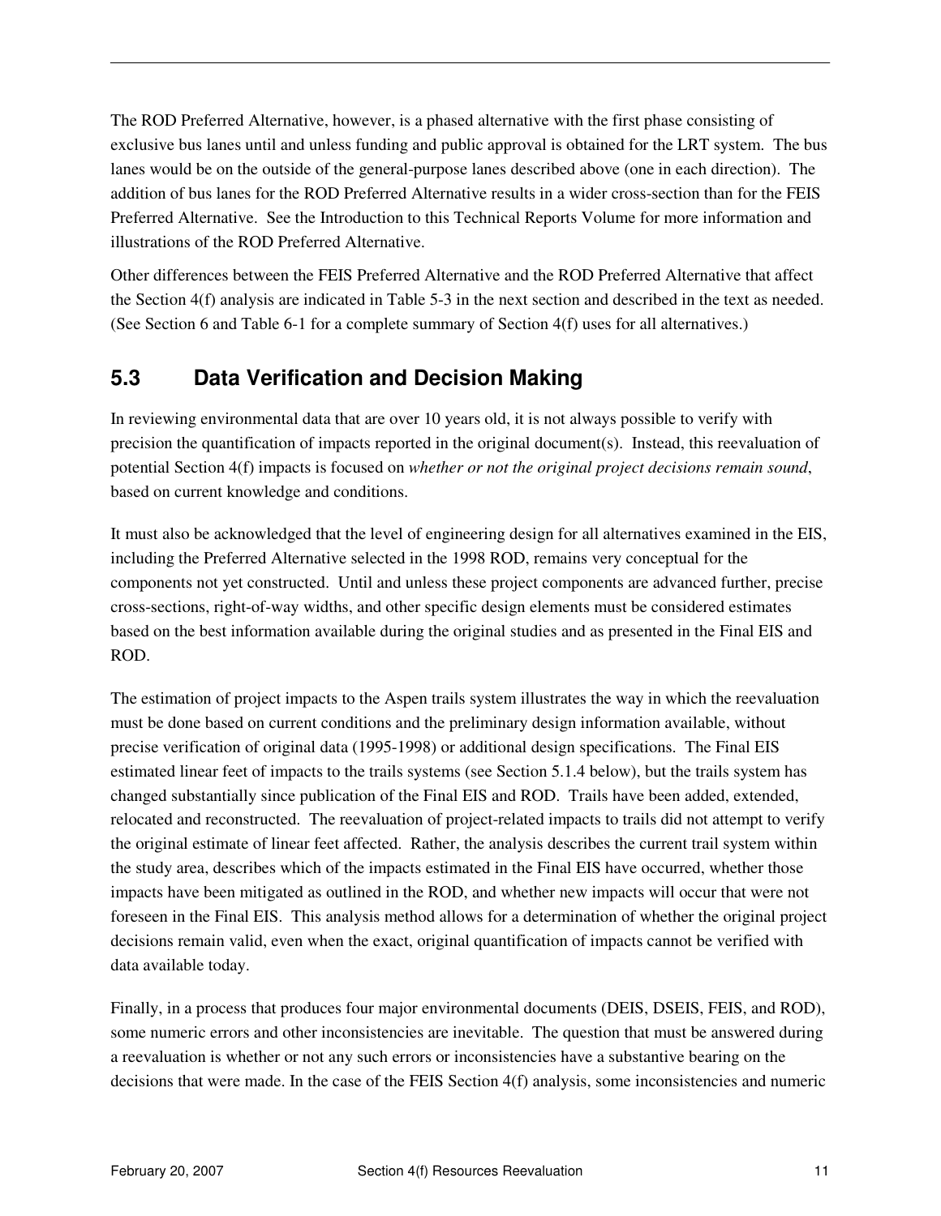The ROD Preferred Alternative, however, is a phased alternative with the first phase consisting of exclusive bus lanes until and unless funding and public approval is obtained for the LRT system. The bus lanes would be on the outside of the general-purpose lanes described above (one in each direction). The addition of bus lanes for the ROD Preferred Alternative results in a wider cross-section than for the FEIS Preferred Alternative. See the Introduction to this Technical Reports Volume for more information and illustrations of the ROD Preferred Alternative.

Other differences between the FEIS Preferred Alternative and the ROD Preferred Alternative that affect the Section 4(f) analysis are indicated in Table 5-3 in the next section and described in the text as needed. (See Section 6 and Table 6-1 for a complete summary of Section 4(f) uses for all alternatives.)

## 5.3 Data Verification and Decision Making

In reviewing environmental data that are over 10 years old, it is not always possible to verify with precision the quantification of impacts reported in the original document(s). Instead, this reevaluation of potential Section 4(f) impacts is focused on *whether or not the original project decisions remain sound*, based on current knowledge and conditions.

It must also be acknowledged that the level of engineering design for all alternatives examined in the EIS, including the Preferred Alternative selected in the 1998 ROD, remains very conceptual for the components not yet constructed. Until and unless these project components are advanced further, precise cross-sections, right-of-way widths, and other specific design elements must be considered estimates based on the best information available during the original studies and as presented in the Final EIS and ROD.

The estimation of project impacts to the Aspen trails system illustrates the way in which the reevaluation must be done based on current conditions and the preliminary design information available, without precise verification of original data (1995-1998) or additional design specifications. The Final EIS estimated linear feet of impacts to the trails systems (see Section 5.1.4 below), but the trails system has changed substantially since publication of the Final EIS and ROD. Trails have been added, extended, relocated and reconstructed. The reevaluation of project-related impacts to trails did not attempt to verify the original estimate of linear feet affected. Rather, the analysis describes the current trail system within the study area, describes which of the impacts estimated in the Final EIS have occurred, whether those impacts have been mitigated as outlined in the ROD, and whether new impacts will occur that were not foreseen in the Final EIS. This analysis method allows for a determination of whether the original project decisions remain valid, even when the exact, original quantification of impacts cannot be verified with data available today.

Finally, in a process that produces four major environmental documents (DEIS, DSEIS, FEIS, and ROD), some numeric errors and other inconsistencies are inevitable. The question that must be answered during a reevaluation is whether or not any such errors or inconsistencies have a substantive bearing on the decisions that were made. In the case of the FEIS Section 4(f) analysis, some inconsistencies and numeric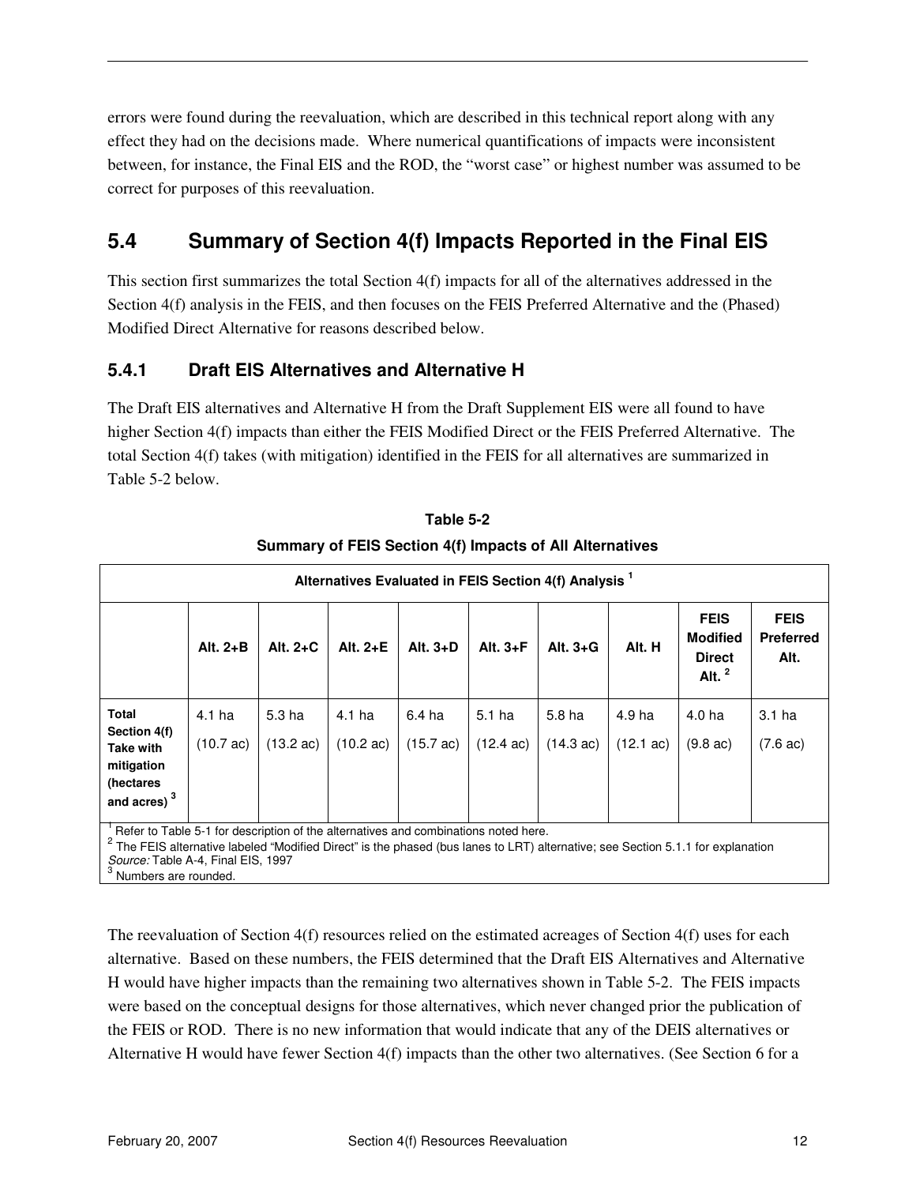errors were found during the reevaluation, which are described in this technical report along with any effect they had on the decisions made. Where numerical quantifications of impacts were inconsistent between, for instance, the Final EIS and the ROD, the "worst case" or highest number was assumed to be correct for purposes of this reevaluation.

## 5.4 Summary of Section 4(f) Impacts Reported in the Final EIS

This section first summarizes the total Section 4(f) impacts for all of the alternatives addressed in the Section 4(f) analysis in the FEIS, and then focuses on the FEIS Preferred Alternative and the (Phased) Modified Direct Alternative for reasons described below.

### 5.4.1 Draft EIS Alternatives and Alternative H

The Draft EIS alternatives and Alternative H from the Draft Supplement EIS were all found to have higher Section 4(f) impacts than either the FEIS Modified Direct or the FEIS Preferred Alternative. The total Section 4(f) takes (with mitigation) identified in the FEIS for all alternatives are summarized in Table 5-2 below.

**Table 5-2**

**Summary of FEIS Section 4(f) Impacts of All Alternatives**

| Alternatives Evaluated in FEIS Section 4(f) Analysis [1] | | | | | | | | | |
|---|---|---|---|---|---|---|---|---|---|
| | **Alt. 2+B** | **Alt. 2+C** | **Alt. 2+E** | **Alt. 3+D** | **Alt. 3+F** | **Alt. 3+G** | **Alt. H** | **FEIS Modified Direct Alt. [2]** | **FEIS Preferred Alt.** |
| **Total Section 4(f) Take with mitigation (hectares and acres) [3]** | 4.1 ha (10.7 ac) | 5.3 ha (13.2 ac) | 4.1 ha (10.2 ac) | 6.4 ha (15.7 ac) | 5.1 ha (12.4 ac) | 5.8 ha (14.3 ac) | 4.9 ha (12.1 ac) | 4.0 ha (9.8 ac) | 3.1 ha (7.6 ac) |

[1] Refer to Table 5-1 for description of the alternatives and combinations noted here.
[2] The FEIS alternative labeled "Modified Direct" is the phased (bus lanes to LRT) alternative; see Section 5.1.1 for explanation
*Source:* Table A-4, Final EIS, 1997
[3] Numbers are rounded.

The reevaluation of Section 4(f) resources relied on the estimated acreages of Section 4(f) uses for each alternative. Based on these numbers, the FEIS determined that the Draft EIS Alternatives and Alternative H would have higher impacts than the remaining two alternatives shown in Table 5-2. The FEIS impacts were based on the conceptual designs for those alternatives, which never changed prior the publication of the FEIS or ROD. There is no new information that would indicate that any of the DEIS alternatives or Alternative H would have fewer Section 4(f) impacts than the other two alternatives. (See Section 6 for a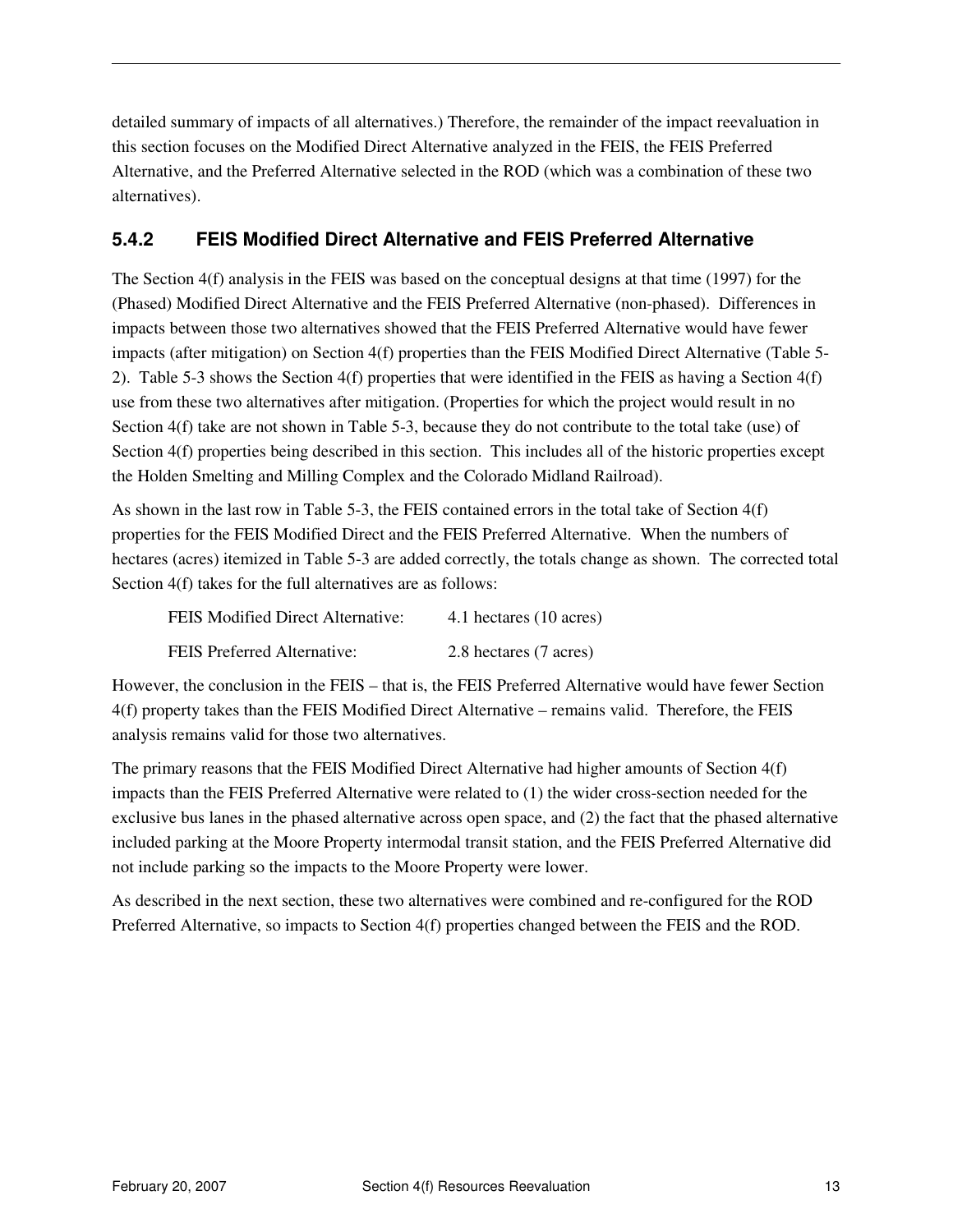detailed summary of impacts of all alternatives.) Therefore, the remainder of the impact reevaluation in this section focuses on the Modified Direct Alternative analyzed in the FEIS, the FEIS Preferred Alternative, and the Preferred Alternative selected in the ROD (which was a combination of these two alternatives).

### 5.4.2 FEIS Modified Direct Alternative and FEIS Preferred Alternative

The Section 4(f) analysis in the FEIS was based on the conceptual designs at that time (1997) for the (Phased) Modified Direct Alternative and the FEIS Preferred Alternative (non-phased). Differences in impacts between those two alternatives showed that the FEIS Preferred Alternative would have fewer impacts (after mitigation) on Section 4(f) properties than the FEIS Modified Direct Alternative (Table 5-2). Table 5-3 shows the Section 4(f) properties that were identified in the FEIS as having a Section 4(f) use from these two alternatives after mitigation. (Properties for which the project would result in no Section 4(f) take are not shown in Table 5-3, because they do not contribute to the total take (use) of Section 4(f) properties being described in this section. This includes all of the historic properties except the Holden Smelting and Milling Complex and the Colorado Midland Railroad).

As shown in the last row in Table 5-3, the FEIS contained errors in the total take of Section 4(f) properties for the FEIS Modified Direct and the FEIS Preferred Alternative. When the numbers of hectares (acres) itemized in Table 5-3 are added correctly, the totals change as shown. The corrected total Section 4(f) takes for the full alternatives are as follows:

FEIS Modified Direct Alternative: 4.1 hectares (10 acres)

FEIS Preferred Alternative: 2.8 hectares (7 acres)

However, the conclusion in the FEIS – that is, the FEIS Preferred Alternative would have fewer Section 4(f) property takes than the FEIS Modified Direct Alternative – remains valid. Therefore, the FEIS analysis remains valid for those two alternatives.

The primary reasons that the FEIS Modified Direct Alternative had higher amounts of Section 4(f) impacts than the FEIS Preferred Alternative were related to (1) the wider cross-section needed for the exclusive bus lanes in the phased alternative across open space, and (2) the fact that the phased alternative included parking at the Moore Property intermodal transit station, and the FEIS Preferred Alternative did not include parking so the impacts to the Moore Property were lower.

As described in the next section, these two alternatives were combined and re-configured for the ROD Preferred Alternative, so impacts to Section 4(f) properties changed between the FEIS and the ROD.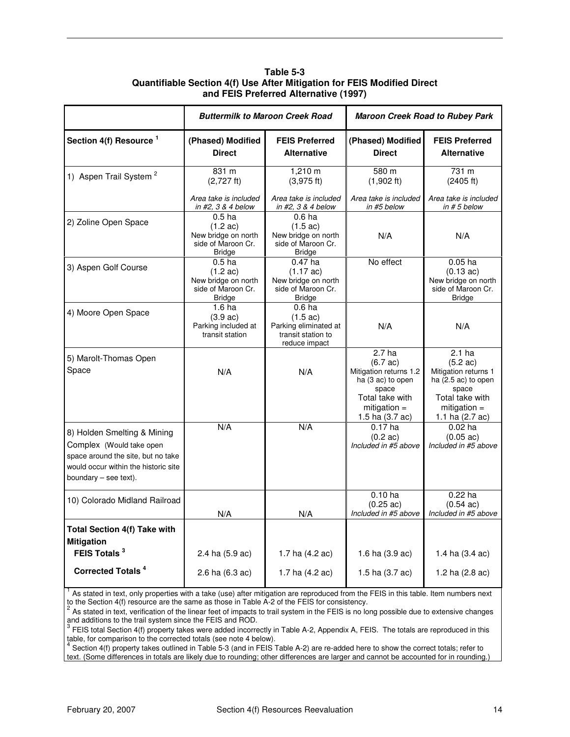**Table 5-3**
**Quantifiable Section 4(f) Use After Mitigation for FEIS Modified Direct and FEIS Preferred Alternative (1997)**

| | *Buttermilk to Maroon Creek Road* | | *Maroon Creek Road to Rubey Park* | |
|---|---|---|---|---|
| **Section 4(f) Resource [1]** | **(Phased) Modified Direct** | **FEIS Preferred Alternative** | **(Phased) Modified Direct** | **FEIS Preferred Alternative** |
| 1) Aspen Trail System [2] | 831 m (2,727 ft) *Area take is included in #2, 3 & 4 below* | 1,210 m (3,975 ft) *Area take is included in #2, 3 & 4 below* | 580 m (1,902 ft) *Area take is included in #5 below* | 731 m (2405 ft) *Area take is included in # 5 below* |
| 2) Zoline Open Space | 0.5 ha (1.2 ac) New bridge on north side of Maroon Cr. Bridge | 0.6 ha (1.5 ac) New bridge on north side of Maroon Cr. Bridge | N/A | N/A |
| 3) Aspen Golf Course | 0.5 ha (1.2 ac) New bridge on north side of Maroon Cr. Bridge | 0.47 ha (1.17 ac) New bridge on north side of Maroon Cr. Bridge | No effect | 0.05 ha (0.13 ac) New bridge on north side of Maroon Cr. Bridge |
| 4) Moore Open Space | 1.6 ha (3.9 ac) Parking included at transit station | 0.6 ha (1.5 ac) Parking eliminated at transit station to reduce impact | N/A | N/A |
| 5) Marolt-Thomas Open Space | N/A | N/A | 2.7 ha (6.7 ac) Mitigation returns 1.2 ha (3 ac) to open space Total take with mitigation = 1.5 ha (3.7 ac) | 2.1 ha (5.2 ac) Mitigation returns 1 ha (2.5 ac) to open space Total take with mitigation = 1.1 ha (2.7 ac) |
| 8) Holden Smelting & Mining Complex (Would take open space around the site, but no take would occur within the historic site boundary – see text). | N/A | N/A | 0.17 ha (0.2 ac) *Included in #5 above* | 0.02 ha (0.05 ac) *Included in #5 above* |
| 10) Colorado Midland Railroad | N/A | N/A | 0.10 ha (0.25 ac) *Included in #5 above* | 0.22 ha (0.54 ac) *Included in #5 above* |
| **Total Section 4(f) Take with Mitigation** | | | | |
| **FEIS Totals [3]** | 2.4 ha (5.9 ac) | 1.7 ha (4.2 ac) | 1.6 ha (3.9 ac) | 1.4 ha (3.4 ac) |
| **Corrected Totals [4]** | 2.6 ha (6.3 ac) | 1.7 ha (4.2 ac) | 1.5 ha (3.7 ac) | 1.2 ha (2.8 ac) |

[1] As stated in text, only properties with a take (use) after mitigation are reproduced from the FEIS in this table. Item numbers next to the Section 4(f) resource are the same as those in Table A-2 of the FEIS for consistency.
[2] As stated in text, verification of the linear feet of impacts to trail system in the FEIS is no long possible due to extensive changes and additions to the trail system since the FEIS and ROD.
[3] FEIS total Section 4(f) property takes were added incorrectly in Table A-2, Appendix A, FEIS. The totals are reproduced in this table, for comparison to the corrected totals (see note 4 below).
[4] Section 4(f) property takes outlined in Table 5-3 (and in FEIS Table A-2) are re-added here to show the correct totals; refer to text. (Some differences in totals are likely due to rounding; other differences are larger and cannot be accounted for in rounding.)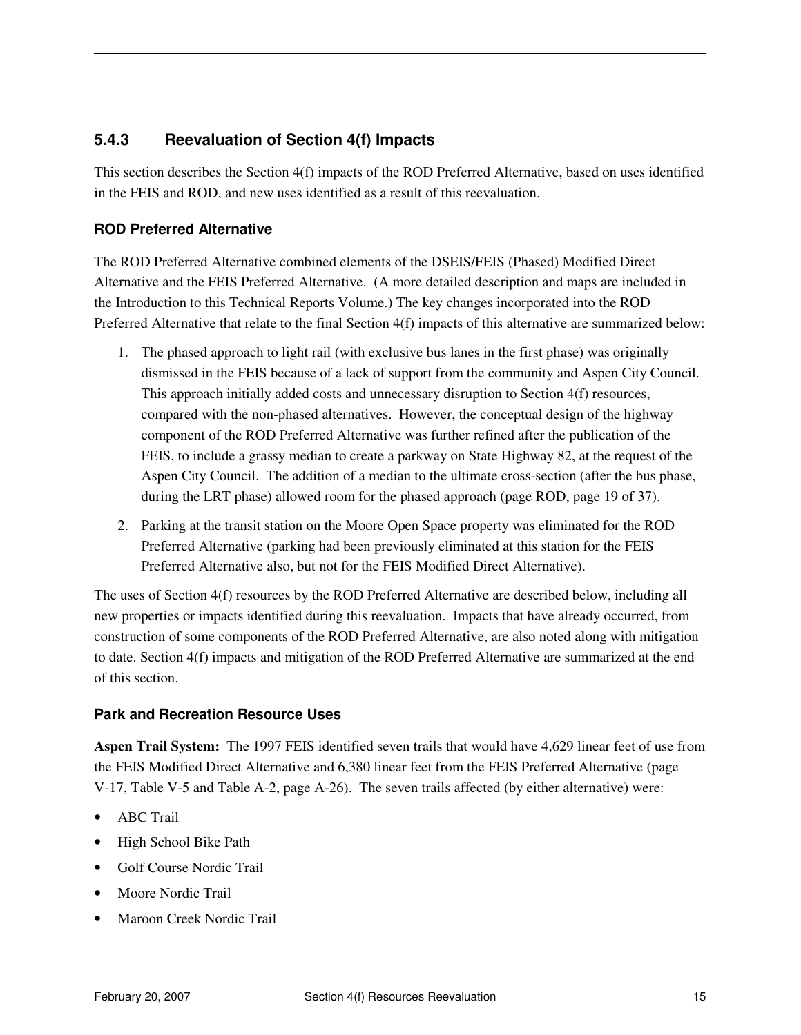### 5.4.3 Reevaluation of Section 4(f) Impacts

This section describes the Section 4(f) impacts of the ROD Preferred Alternative, based on uses identified in the FEIS and ROD, and new uses identified as a result of this reevaluation.

#### ROD Preferred Alternative

The ROD Preferred Alternative combined elements of the DSEIS/FEIS (Phased) Modified Direct Alternative and the FEIS Preferred Alternative. (A more detailed description and maps are included in the Introduction to this Technical Reports Volume.) The key changes incorporated into the ROD Preferred Alternative that relate to the final Section 4(f) impacts of this alternative are summarized below:

1. The phased approach to light rail (with exclusive bus lanes in the first phase) was originally dismissed in the FEIS because of a lack of support from the community and Aspen City Council. This approach initially added costs and unnecessary disruption to Section 4(f) resources, compared with the non-phased alternatives. However, the conceptual design of the highway component of the ROD Preferred Alternative was further refined after the publication of the FEIS, to include a grassy median to create a parkway on State Highway 82, at the request of the Aspen City Council. The addition of a median to the ultimate cross-section (after the bus phase, during the LRT phase) allowed room for the phased approach (page ROD, page 19 of 37).
2. Parking at the transit station on the Moore Open Space property was eliminated for the ROD Preferred Alternative (parking had been previously eliminated at this station for the FEIS Preferred Alternative also, but not for the FEIS Modified Direct Alternative).

The uses of Section 4(f) resources by the ROD Preferred Alternative are described below, including all new properties or impacts identified during this reevaluation. Impacts that have already occurred, from construction of some components of the ROD Preferred Alternative, are also noted along with mitigation to date. Section 4(f) impacts and mitigation of the ROD Preferred Alternative are summarized at the end of this section.

#### Park and Recreation Resource Uses

**Aspen Trail System:** The 1997 FEIS identified seven trails that would have 4,629 linear feet of use from the FEIS Modified Direct Alternative and 6,380 linear feet from the FEIS Preferred Alternative (page V-17, Table V-5 and Table A-2, page A-26). The seven trails affected (by either alternative) were:

- ABC Trail
- High School Bike Path
- Golf Course Nordic Trail
- Moore Nordic Trail
- Maroon Creek Nordic Trail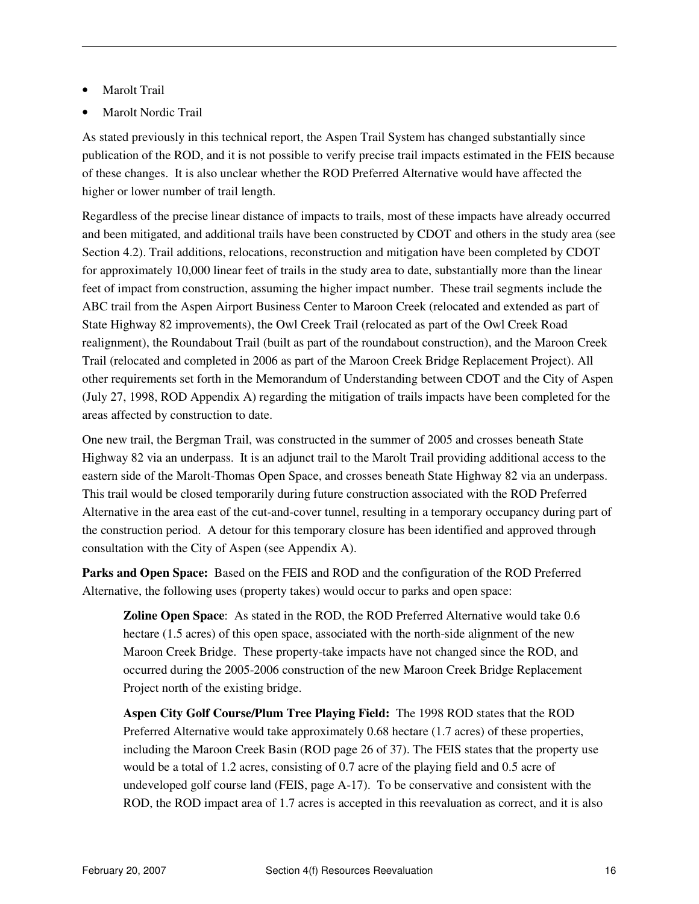- Marolt Trail
- Marolt Nordic Trail

As stated previously in this technical report, the Aspen Trail System has changed substantially since publication of the ROD, and it is not possible to verify precise trail impacts estimated in the FEIS because of these changes. It is also unclear whether the ROD Preferred Alternative would have affected the higher or lower number of trail length.

Regardless of the precise linear distance of impacts to trails, most of these impacts have already occurred and been mitigated, and additional trails have been constructed by CDOT and others in the study area (see Section 4.2). Trail additions, relocations, reconstruction and mitigation have been completed by CDOT for approximately 10,000 linear feet of trails in the study area to date, substantially more than the linear feet of impact from construction, assuming the higher impact number. These trail segments include the ABC trail from the Aspen Airport Business Center to Maroon Creek (relocated and extended as part of State Highway 82 improvements), the Owl Creek Trail (relocated as part of the Owl Creek Road realignment), the Roundabout Trail (built as part of the roundabout construction), and the Maroon Creek Trail (relocated and completed in 2006 as part of the Maroon Creek Bridge Replacement Project). All other requirements set forth in the Memorandum of Understanding between CDOT and the City of Aspen (July 27, 1998, ROD Appendix A) regarding the mitigation of trails impacts have been completed for the areas affected by construction to date.

One new trail, the Bergman Trail, was constructed in the summer of 2005 and crosses beneath State Highway 82 via an underpass. It is an adjunct trail to the Marolt Trail providing additional access to the eastern side of the Marolt-Thomas Open Space, and crosses beneath State Highway 82 via an underpass. This trail would be closed temporarily during future construction associated with the ROD Preferred Alternative in the area east of the cut-and-cover tunnel, resulting in a temporary occupancy during part of the construction period. A detour for this temporary closure has been identified and approved through consultation with the City of Aspen (see Appendix A).

**Parks and Open Space:** Based on the FEIS and ROD and the configuration of the ROD Preferred Alternative, the following uses (property takes) would occur to parks and open space:

> **Zoline Open Space**: As stated in the ROD, the ROD Preferred Alternative would take 0.6 hectare (1.5 acres) of this open space, associated with the north-side alignment of the new Maroon Creek Bridge. These property-take impacts have not changed since the ROD, and occurred during the 2005-2006 construction of the new Maroon Creek Bridge Replacement Project north of the existing bridge.
>
> **Aspen City Golf Course/Plum Tree Playing Field:** The 1998 ROD states that the ROD Preferred Alternative would take approximately 0.68 hectare (1.7 acres) of these properties, including the Maroon Creek Basin (ROD page 26 of 37). The FEIS states that the property use would be a total of 1.2 acres, consisting of 0.7 acre of the playing field and 0.5 acre of undeveloped golf course land (FEIS, page A-17). To be conservative and consistent with the ROD, the ROD impact area of 1.7 acres is accepted in this reevaluation as correct, and it is also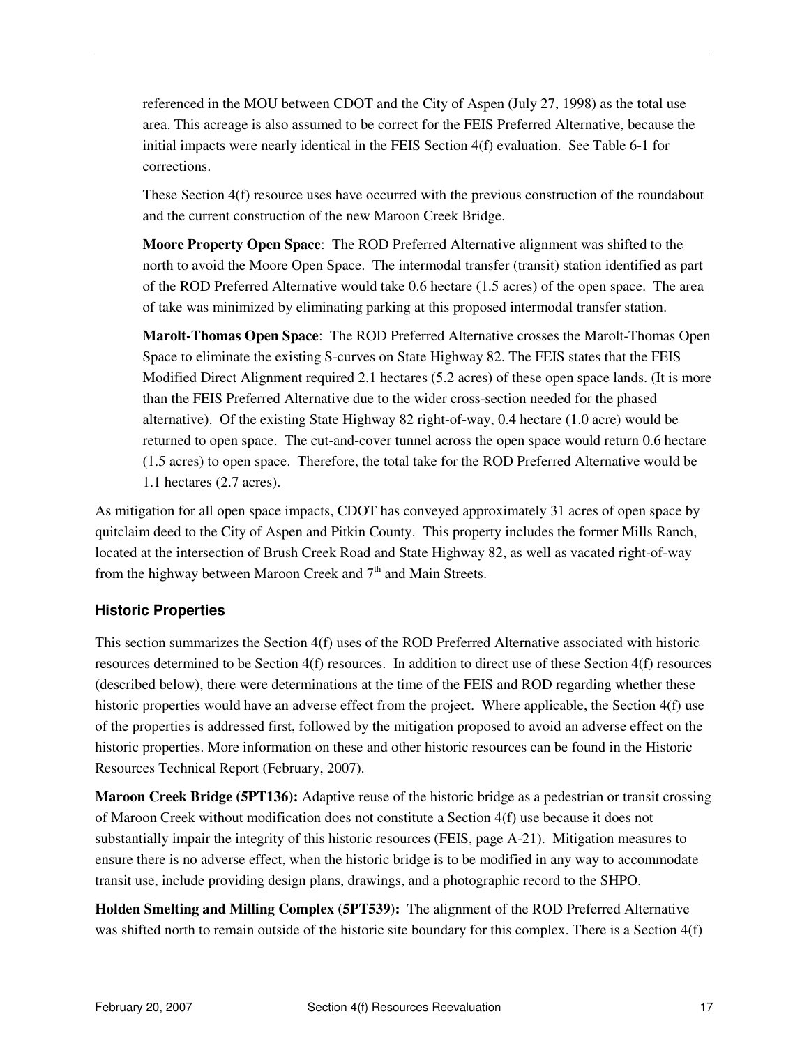referenced in the MOU between CDOT and the City of Aspen (July 27, 1998) as the total use area. This acreage is also assumed to be correct for the FEIS Preferred Alternative, because the initial impacts were nearly identical in the FEIS Section 4(f) evaluation. See Table 6-1 for corrections.

These Section 4(f) resource uses have occurred with the previous construction of the roundabout and the current construction of the new Maroon Creek Bridge.

**Moore Property Open Space**: The ROD Preferred Alternative alignment was shifted to the north to avoid the Moore Open Space. The intermodal transfer (transit) station identified as part of the ROD Preferred Alternative would take 0.6 hectare (1.5 acres) of the open space. The area of take was minimized by eliminating parking at this proposed intermodal transfer station.

**Marolt-Thomas Open Space**: The ROD Preferred Alternative crosses the Marolt-Thomas Open Space to eliminate the existing S-curves on State Highway 82. The FEIS states that the FEIS Modified Direct Alignment required 2.1 hectares (5.2 acres) of these open space lands. (It is more than the FEIS Preferred Alternative due to the wider cross-section needed for the phased alternative). Of the existing State Highway 82 right-of-way, 0.4 hectare (1.0 acre) would be returned to open space. The cut-and-cover tunnel across the open space would return 0.6 hectare (1.5 acres) to open space. Therefore, the total take for the ROD Preferred Alternative would be 1.1 hectares (2.7 acres).

As mitigation for all open space impacts, CDOT has conveyed approximately 31 acres of open space by quitclaim deed to the City of Aspen and Pitkin County. This property includes the former Mills Ranch, located at the intersection of Brush Creek Road and State Highway 82, as well as vacated right-of-way from the highway between Maroon Creek and 7th and Main Streets.

### Historic Properties

This section summarizes the Section 4(f) uses of the ROD Preferred Alternative associated with historic resources determined to be Section 4(f) resources. In addition to direct use of these Section 4(f) resources (described below), there were determinations at the time of the FEIS and ROD regarding whether these historic properties would have an adverse effect from the project. Where applicable, the Section 4(f) use of the properties is addressed first, followed by the mitigation proposed to avoid an adverse effect on the historic properties. More information on these and other historic resources can be found in the Historic Resources Technical Report (February, 2007).

**Maroon Creek Bridge (5PT136):** Adaptive reuse of the historic bridge as a pedestrian or transit crossing of Maroon Creek without modification does not constitute a Section 4(f) use because it does not substantially impair the integrity of this historic resources (FEIS, page A-21). Mitigation measures to ensure there is no adverse effect, when the historic bridge is to be modified in any way to accommodate transit use, include providing design plans, drawings, and a photographic record to the SHPO.

**Holden Smelting and Milling Complex (5PT539):** The alignment of the ROD Preferred Alternative was shifted north to remain outside of the historic site boundary for this complex. There is a Section 4(f)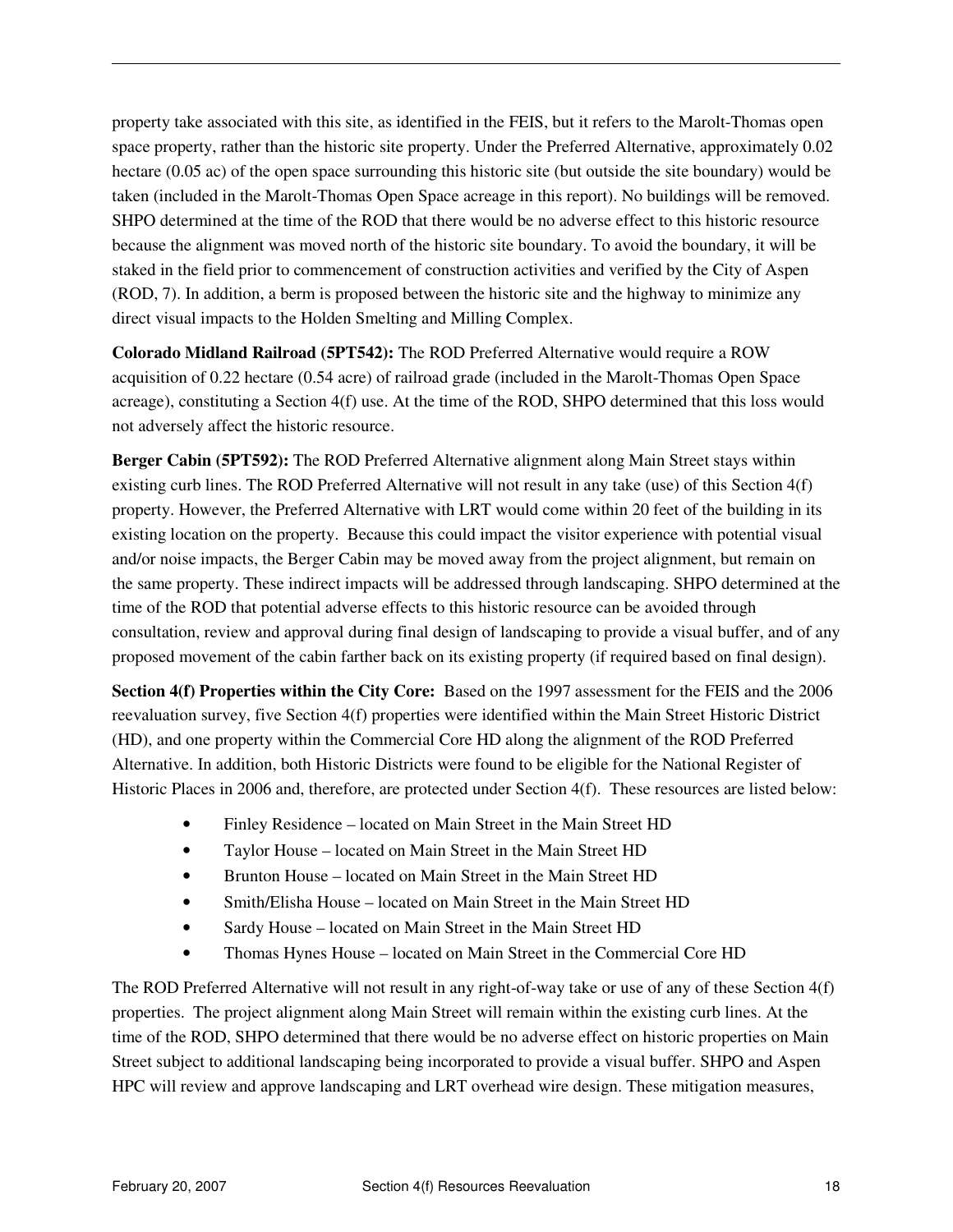property take associated with this site, as identified in the FEIS, but it refers to the Marolt-Thomas open space property, rather than the historic site property. Under the Preferred Alternative, approximately 0.02 hectare (0.05 ac) of the open space surrounding this historic site (but outside the site boundary) would be taken (included in the Marolt-Thomas Open Space acreage in this report). No buildings will be removed. SHPO determined at the time of the ROD that there would be no adverse effect to this historic resource because the alignment was moved north of the historic site boundary. To avoid the boundary, it will be staked in the field prior to commencement of construction activities and verified by the City of Aspen (ROD, 7). In addition, a berm is proposed between the historic site and the highway to minimize any direct visual impacts to the Holden Smelting and Milling Complex.

**Colorado Midland Railroad (5PT542):** The ROD Preferred Alternative would require a ROW acquisition of 0.22 hectare (0.54 acre) of railroad grade (included in the Marolt-Thomas Open Space acreage), constituting a Section 4(f) use. At the time of the ROD, SHPO determined that this loss would not adversely affect the historic resource.

**Berger Cabin (5PT592):** The ROD Preferred Alternative alignment along Main Street stays within existing curb lines. The ROD Preferred Alternative will not result in any take (use) of this Section 4(f) property. However, the Preferred Alternative with LRT would come within 20 feet of the building in its existing location on the property. Because this could impact the visitor experience with potential visual and/or noise impacts, the Berger Cabin may be moved away from the project alignment, but remain on the same property. These indirect impacts will be addressed through landscaping. SHPO determined at the time of the ROD that potential adverse effects to this historic resource can be avoided through consultation, review and approval during final design of landscaping to provide a visual buffer, and of any proposed movement of the cabin farther back on its existing property (if required based on final design).

**Section 4(f) Properties within the City Core:** Based on the 1997 assessment for the FEIS and the 2006 reevaluation survey, five Section 4(f) properties were identified within the Main Street Historic District (HD), and one property within the Commercial Core HD along the alignment of the ROD Preferred Alternative. In addition, both Historic Districts were found to be eligible for the National Register of Historic Places in 2006 and, therefore, are protected under Section 4(f). These resources are listed below:

- Finley Residence – located on Main Street in the Main Street HD
- Taylor House – located on Main Street in the Main Street HD
- Brunton House – located on Main Street in the Main Street HD
- Smith/Elisha House – located on Main Street in the Main Street HD
- Sardy House – located on Main Street in the Main Street HD
- Thomas Hynes House – located on Main Street in the Commercial Core HD

The ROD Preferred Alternative will not result in any right-of-way take or use of any of these Section 4(f) properties. The project alignment along Main Street will remain within the existing curb lines. At the time of the ROD, SHPO determined that there would be no adverse effect on historic properties on Main Street subject to additional landscaping being incorporated to provide a visual buffer. SHPO and Aspen HPC will review and approve landscaping and LRT overhead wire design. These mitigation measures,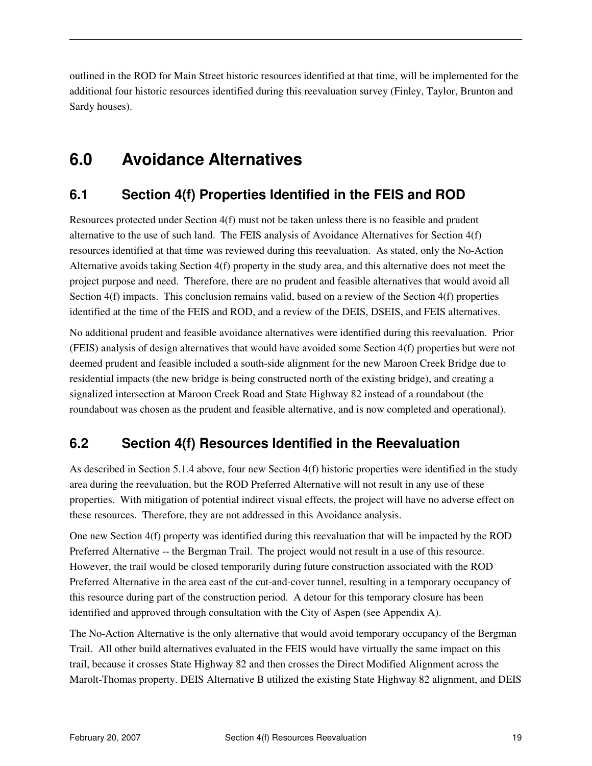outlined in the ROD for Main Street historic resources identified at that time, will be implemented for the additional four historic resources identified during this reevaluation survey (Finley, Taylor, Brunton and Sardy houses).

# 6.0 Avoidance Alternatives

## 6.1 Section 4(f) Properties Identified in the FEIS and ROD

Resources protected under Section 4(f) must not be taken unless there is no feasible and prudent alternative to the use of such land. The FEIS analysis of Avoidance Alternatives for Section 4(f) resources identified at that time was reviewed during this reevaluation. As stated, only the No-Action Alternative avoids taking Section 4(f) property in the study area, and this alternative does not meet the project purpose and need. Therefore, there are no prudent and feasible alternatives that would avoid all Section 4(f) impacts. This conclusion remains valid, based on a review of the Section 4(f) properties identified at the time of the FEIS and ROD, and a review of the DEIS, DSEIS, and FEIS alternatives.

No additional prudent and feasible avoidance alternatives were identified during this reevaluation. Prior (FEIS) analysis of design alternatives that would have avoided some Section 4(f) properties but were not deemed prudent and feasible included a south-side alignment for the new Maroon Creek Bridge due to residential impacts (the new bridge is being constructed north of the existing bridge), and creating a signalized intersection at Maroon Creek Road and State Highway 82 instead of a roundabout (the roundabout was chosen as the prudent and feasible alternative, and is now completed and operational).

## 6.2 Section 4(f) Resources Identified in the Reevaluation

As described in Section 5.1.4 above, four new Section 4(f) historic properties were identified in the study area during the reevaluation, but the ROD Preferred Alternative will not result in any use of these properties. With mitigation of potential indirect visual effects, the project will have no adverse effect on these resources. Therefore, they are not addressed in this Avoidance analysis.

One new Section 4(f) property was identified during this reevaluation that will be impacted by the ROD Preferred Alternative -- the Bergman Trail. The project would not result in a use of this resource. However, the trail would be closed temporarily during future construction associated with the ROD Preferred Alternative in the area east of the cut-and-cover tunnel, resulting in a temporary occupancy of this resource during part of the construction period. A detour for this temporary closure has been identified and approved through consultation with the City of Aspen (see Appendix A).

The No-Action Alternative is the only alternative that would avoid temporary occupancy of the Bergman Trail. All other build alternatives evaluated in the FEIS would have virtually the same impact on this trail, because it crosses State Highway 82 and then crosses the Direct Modified Alignment across the Marolt-Thomas property. DEIS Alternative B utilized the existing State Highway 82 alignment, and DEIS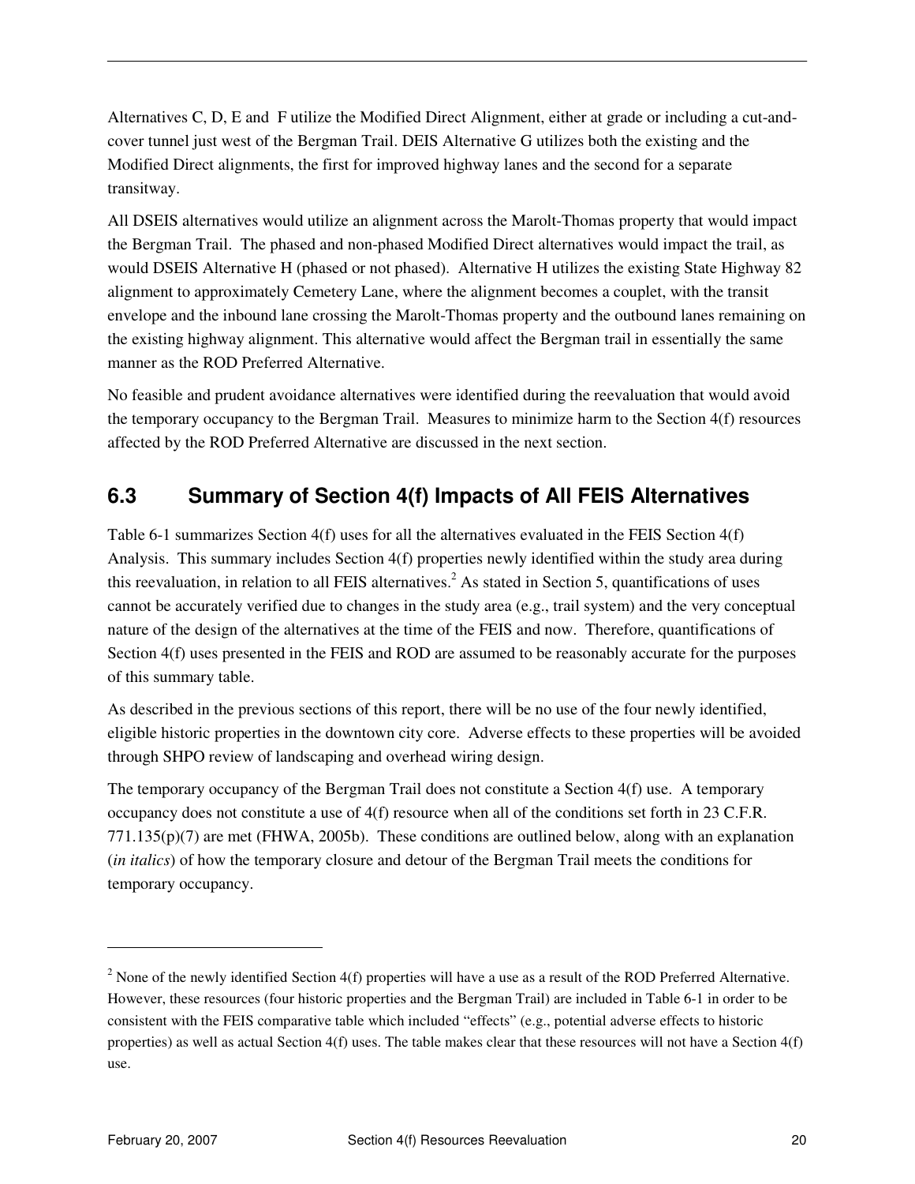Alternatives C, D, E and F utilize the Modified Direct Alignment, either at grade or including a cut-and-cover tunnel just west of the Bergman Trail. DEIS Alternative G utilizes both the existing and the Modified Direct alignments, the first for improved highway lanes and the second for a separate transitway.

All DSEIS alternatives would utilize an alignment across the Marolt-Thomas property that would impact the Bergman Trail. The phased and non-phased Modified Direct alternatives would impact the trail, as would DSEIS Alternative H (phased or not phased). Alternative H utilizes the existing State Highway 82 alignment to approximately Cemetery Lane, where the alignment becomes a couplet, with the transit envelope and the inbound lane crossing the Marolt-Thomas property and the outbound lanes remaining on the existing highway alignment. This alternative would affect the Bergman trail in essentially the same manner as the ROD Preferred Alternative.

No feasible and prudent avoidance alternatives were identified during the reevaluation that would avoid the temporary occupancy to the Bergman Trail. Measures to minimize harm to the Section 4(f) resources affected by the ROD Preferred Alternative are discussed in the next section.

## 6.3 Summary of Section 4(f) Impacts of All FEIS Alternatives

Table 6-1 summarizes Section 4(f) uses for all the alternatives evaluated in the FEIS Section 4(f) Analysis. This summary includes Section 4(f) properties newly identified within the study area during this reevaluation, in relation to all FEIS alternatives.[2] As stated in Section 5, quantifications of uses cannot be accurately verified due to changes in the study area (e.g., trail system) and the very conceptual nature of the design of the alternatives at the time of the FEIS and now. Therefore, quantifications of Section 4(f) uses presented in the FEIS and ROD are assumed to be reasonably accurate for the purposes of this summary table.

As described in the previous sections of this report, there will be no use of the four newly identified, eligible historic properties in the downtown city core. Adverse effects to these properties will be avoided through SHPO review of landscaping and overhead wiring design.

The temporary occupancy of the Bergman Trail does not constitute a Section 4(f) use. A temporary occupancy does not constitute a use of 4(f) resource when all of the conditions set forth in 23 C.F.R. 771.135(p)(7) are met (FHWA, 2005b). These conditions are outlined below, along with an explanation (*in italics*) of how the temporary closure and detour of the Bergman Trail meets the conditions for temporary occupancy.

---

[2] None of the newly identified Section 4(f) properties will have a use as a result of the ROD Preferred Alternative. However, these resources (four historic properties and the Bergman Trail) are included in Table 6-1 in order to be consistent with the FEIS comparative table which included "effects" (e.g., potential adverse effects to historic properties) as well as actual Section 4(f) uses. The table makes clear that these resources will not have a Section 4(f) use.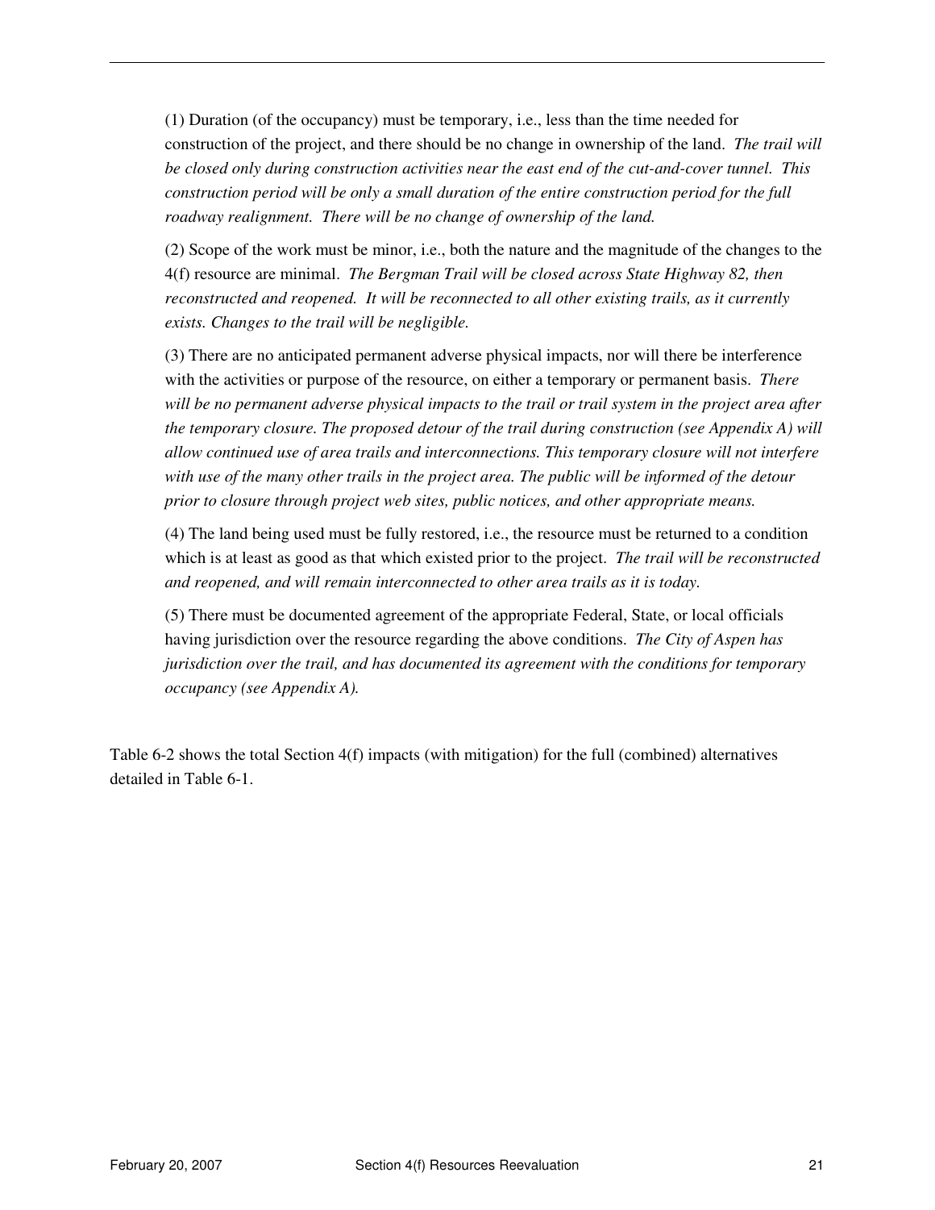(1) Duration (of the occupancy) must be temporary, i.e., less than the time needed for construction of the project, and there should be no change in ownership of the land. *The trail will be closed only during construction activities near the east end of the cut-and-cover tunnel. This construction period will be only a small duration of the entire construction period for the full roadway realignment. There will be no change of ownership of the land.*

(2) Scope of the work must be minor, i.e., both the nature and the magnitude of the changes to the 4(f) resource are minimal. *The Bergman Trail will be closed across State Highway 82, then reconstructed and reopened. It will be reconnected to all other existing trails, as it currently exists. Changes to the trail will be negligible.*

(3) There are no anticipated permanent adverse physical impacts, nor will there be interference with the activities or purpose of the resource, on either a temporary or permanent basis. *There will be no permanent adverse physical impacts to the trail or trail system in the project area after the temporary closure. The proposed detour of the trail during construction (see Appendix A) will allow continued use of area trails and interconnections. This temporary closure will not interfere with use of the many other trails in the project area. The public will be informed of the detour prior to closure through project web sites, public notices, and other appropriate means.*

(4) The land being used must be fully restored, i.e., the resource must be returned to a condition which is at least as good as that which existed prior to the project. *The trail will be reconstructed and reopened, and will remain interconnected to other area trails as it is today.*

(5) There must be documented agreement of the appropriate Federal, State, or local officials having jurisdiction over the resource regarding the above conditions. *The City of Aspen has jurisdiction over the trail, and has documented its agreement with the conditions for temporary occupancy (see Appendix A).*

Table 6-2 shows the total Section 4(f) impacts (with mitigation) for the full (combined) alternatives detailed in Table 6-1.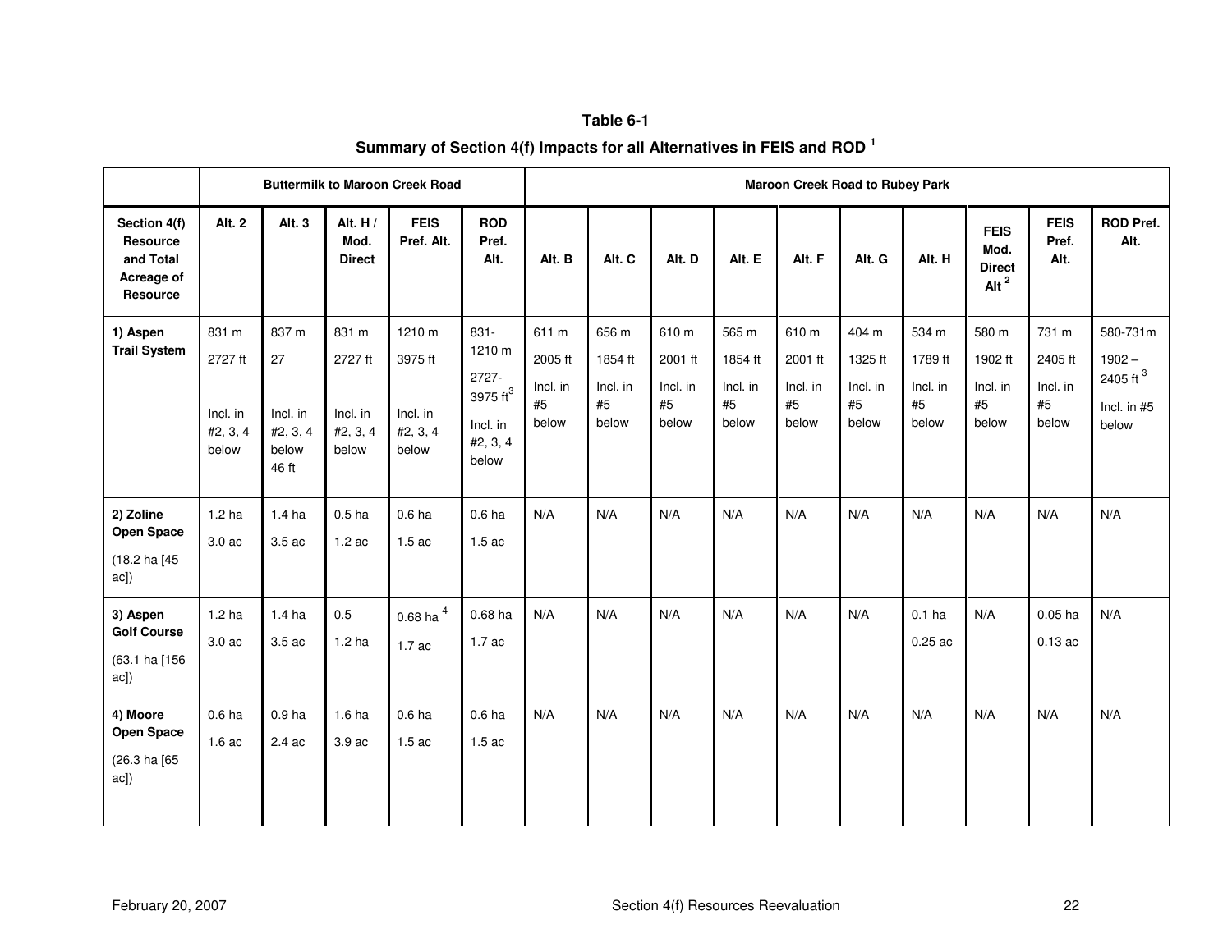**Table 6-1**

**Summary of Section 4(f) Impacts for all Alternatives in FEIS and ROD [1]**

| | Buttermilk to Maroon Creek Road | | | | | Maroon Creek Road to Rubey Park | | | | | | | | | |
|---|---|---|---|---|---|---|---|---|---|---|---|---|---|---|---|
| **Section 4(f) Resource and Total Acreage of Resource** | **Alt. 2** | **Alt. 3** | **Alt. H / Mod. Direct** | **FEIS Pref. Alt.** | **ROD Pref. Alt.** | **Alt. B** | **Alt. C** | **Alt. D** | **Alt. E** | **Alt. F** | **Alt. G** | **Alt. H** | **FEIS Mod. Direct Alt [2]** | **FEIS Pref. Alt.** | **ROD Pref. Alt.** |
| **1) Aspen Trail System** | 831 m<br>2727 ft<br>Incl. in #2, 3, 4 below | 837 m<br>27<br>Incl. in #2, 3, 4 below 46 ft | 831 m<br>2727 ft<br>Incl. in #2, 3, 4 below | 1210 m<br>3975 ft<br>Incl. in #2, 3, 4 below | 831-1210 m<br>2727-3975 ft[3]<br>Incl. in #2, 3, 4 below | 611 m<br>2005 ft<br>Incl. in #5 below | 656 m<br>1854 ft<br>Incl. in #5 below | 610 m<br>2001 ft<br>Incl. in #5 below | 565 m<br>1854 ft<br>Incl. in #5 below | 610 m<br>2001 ft<br>Incl. in #5 below | 404 m<br>1325 ft<br>Incl. in #5 below | 534 m<br>1789 ft<br>Incl. in #5 below | 580 m<br>1902 ft<br>Incl. in #5 below | 731 m<br>2405 ft<br>Incl. in #5 below | 580-731m<br>1902 – 2405 ft [3]<br>Incl. in #5 below |
| **2) Zoline Open Space**<br>(18.2 ha [45 ac]) | 1.2 ha<br>3.0 ac | 1.4 ha<br>3.5 ac | 0.5 ha<br>1.2 ac | 0.6 ha<br>1.5 ac | 0.6 ha<br>1.5 ac | N/A | N/A | N/A | N/A | N/A | N/A | N/A | N/A | N/A | N/A |
| **3) Aspen Golf Course**<br>(63.1 ha [156 ac]) | 1.2 ha<br>3.0 ac | 1.4 ha<br>3.5 ac | 0.5<br>1.2 ha | 0.68 ha [4]<br>1.7 ac | 0.68 ha<br>1.7 ac | N/A | N/A | N/A | N/A | N/A | N/A | 0.1 ha<br>0.25 ac | N/A | 0.05 ha<br>0.13 ac | N/A |
| **4) Moore Open Space**<br>(26.3 ha [65 ac]) | 0.6 ha<br>1.6 ac | 0.9 ha<br>2.4 ac | 1.6 ha<br>3.9 ac | 0.6 ha<br>1.5 ac | 0.6 ha<br>1.5 ac | N/A | N/A | N/A | N/A | N/A | N/A | N/A | N/A | N/A | N/A |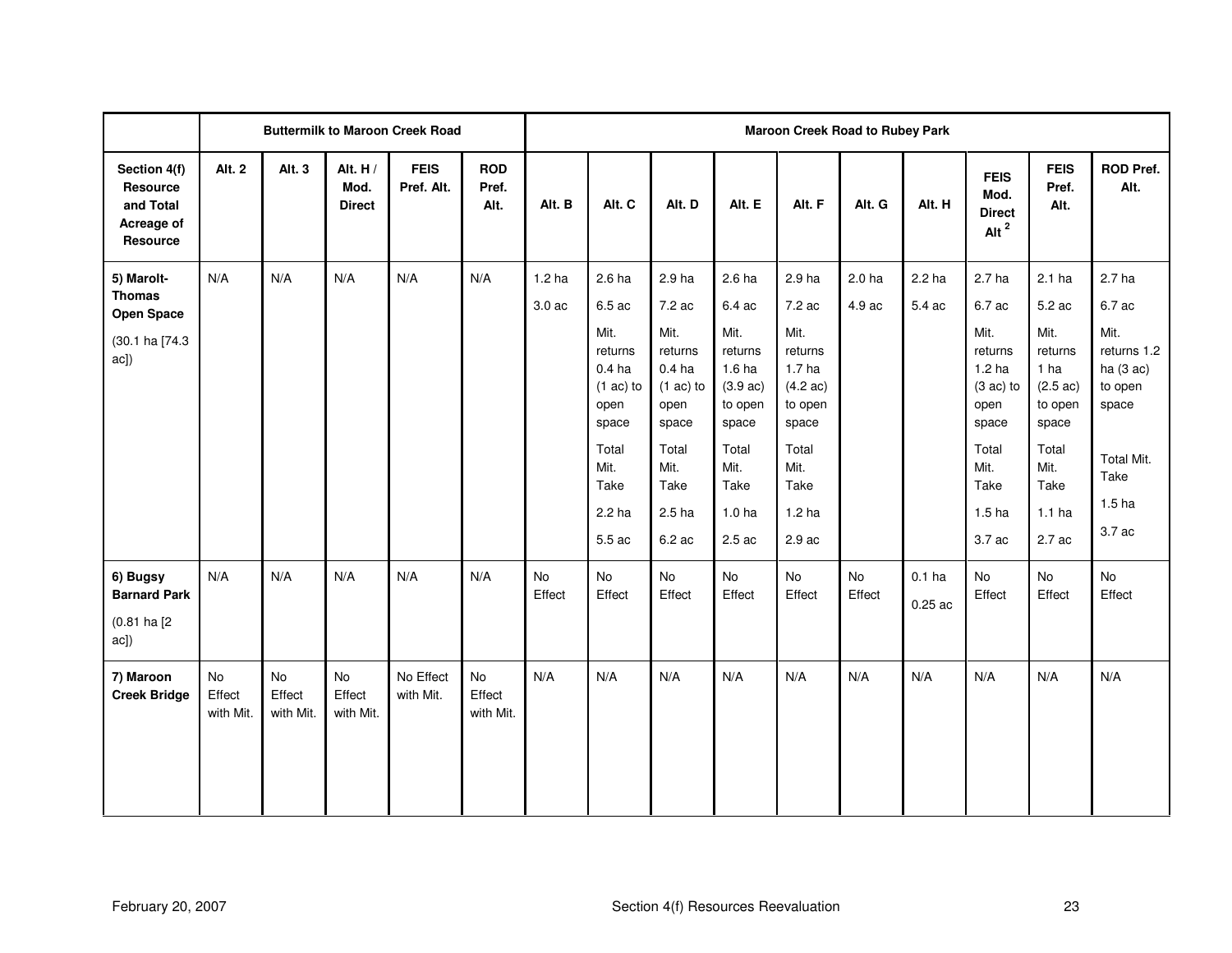| | Buttermilk to Maroon Creek Road | | | | | Maroon Creek Road to Rubey Park | | | | | | | | | |
|---|---|---|---|---|---|---|---|---|---|---|---|---|---|---|---|
| Section 4(f) Resource and Total Acreage of Resource | Alt. 2 | Alt. 3 | Alt. H / Mod. Direct | FEIS Pref. Alt. | ROD Pref. Alt. | Alt. B | Alt. C | Alt. D | Alt. E | Alt. F | Alt. G | Alt. H | FEIS Mod. Direct Alt [2] | FEIS Pref. Alt. | ROD Pref. Alt. |
| **5) Marolt-Thomas Open Space** (30.1 ha [74.3 ac]) | N/A | N/A | N/A | N/A | N/A | 1.2 ha 3.0 ac | 2.6 ha 6.5 ac Mit. returns 0.4 ha (1 ac) to open space Total Mit. Take 2.2 ha 5.5 ac | 2.9 ha 7.2 ac Mit. returns 0.4 ha (1 ac) to open space Total Mit. Take 2.5 ha 6.2 ac | 2.6 ha 6.4 ac Mit. returns 1.6 ha (3.9 ac) to open space Total Mit. Take 1.0 ha 2.5 ac | 2.9 ha 7.2 ac Mit. returns 1.7 ha (4.2 ac) to open space Total Mit. Take 1.2 ha 2.9 ac | 2.0 ha 4.9 ac | 2.2 ha 5.4 ac | 2.7 ha 6.7 ac Mit. returns 1.2 ha (3 ac) to open space Total Mit. Take 1.5 ha 3.7 ac | 2.1 ha 5.2 ac Mit. returns 1 ha (2.5 ac) to open space Total Mit. Take 1.1 ha 2.7 ac | 2.7 ha 6.7 ac Mit. returns 1.2 ha (3 ac) to open space Total Mit. Take 1.5 ha 3.7 ac |
| **6) Bugsy Barnard Park** (0.81 ha [2 ac]) | N/A | N/A | N/A | N/A | N/A | No Effect | No Effect | No Effect | No Effect | No Effect | No Effect | 0.1 ha 0.25 ac | No Effect | No Effect | No Effect |
| **7) Maroon Creek Bridge** | No Effect with Mit. | No Effect with Mit. | No Effect with Mit. | No Effect with Mit. | No Effect with Mit. | N/A | N/A | N/A | N/A | N/A | N/A | N/A | N/A | N/A | N/A |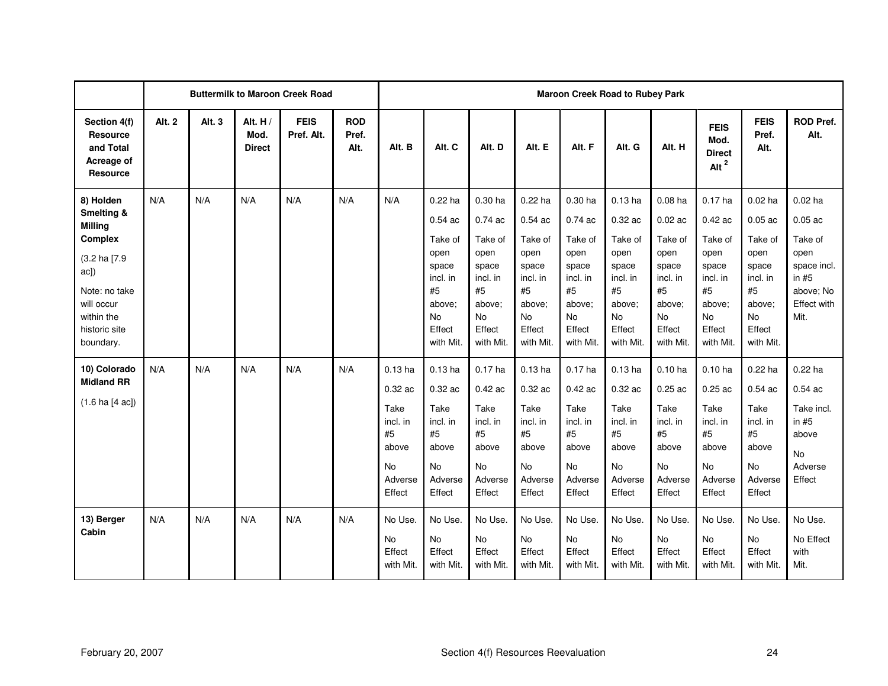| | Buttermilk to Maroon Creek Road | | | | | Maroon Creek Road to Rubey Park | | | | | | | | | |
|---|---|---|---|---|---|---|---|---|---|---|---|---|---|---|---|
| **Section 4(f) Resource and Total Acreage of Resource** | **Alt. 2** | **Alt. 3** | **Alt. H / Mod. Direct** | **FEIS Pref. Alt.** | **ROD Pref. Alt.** | **Alt. B** | **Alt. C** | **Alt. D** | **Alt. E** | **Alt. F** | **Alt. G** | **Alt. H** | **FEIS Mod. Direct Alt [2]** | **FEIS Pref. Alt.** | **ROD Pref. Alt.** |
| **8) Holden Smelting & Milling Complex** (3.2 ha [7.9 ac]) Note: no take will occur within the historic site boundary. | N/A | N/A | N/A | N/A | N/A | N/A | 0.22 ha 0.54 ac Take of open space incl. in #5 above; No Effect with Mit. | 0.30 ha 0.74 ac Take of open space incl. in #5 above; No Effect with Mit. | 0.22 ha 0.54 ac Take of open space incl. in #5 above; No Effect with Mit. | 0.30 ha 0.74 ac Take of open space incl. in #5 above; No Effect with Mit. | 0.13 ha 0.32 ac Take of open space incl. in #5 above; No Effect with Mit. | 0.08 ha 0.02 ac Take of open space incl. in #5 above; No Effect with Mit. | 0.17 ha 0.42 ac Take of open space incl. in #5 above; No Effect with Mit. | 0.02 ha 0.05 ac Take of open space incl. in #5 above; No Effect with Mit. | 0.02 ha 0.05 ac Take of open space incl. in #5 above; No Effect with Mit. |
| **10) Colorado Midland RR** (1.6 ha [4 ac]) | N/A | N/A | N/A | N/A | N/A | 0.13 ha 0.32 ac Take incl. in #5 above No Adverse Effect | 0.13 ha 0.32 ac Take incl. in #5 above No Adverse Effect | 0.17 ha 0.42 ac Take incl. in #5 above No Adverse Effect | 0.13 ha 0.32 ac Take incl. in #5 above No Adverse Effect | 0.17 ha 0.42 ac Take incl. in #5 above No Adverse Effect | 0.13 ha 0.32 ac Take incl. in #5 above No Adverse Effect | 0.10 ha 0.25 ac Take incl. in #5 above No Adverse Effect | 0.10 ha 0.25 ac Take incl. in #5 above No Adverse Effect | 0.22 ha 0.54 ac Take incl. in #5 above No Adverse Effect | 0.22 ha 0.54 ac Take incl. in #5 above No Adverse Effect |
| **13) Berger Cabin** | N/A | N/A | N/A | N/A | N/A | No Use. No Effect with Mit. | No Use. No Effect with Mit. | No Use. No Effect with Mit. | No Use. No Effect with Mit. | No Use. No Effect with Mit. | No Use. No Effect with Mit. | No Use. No Effect with Mit. | No Use. No Effect with Mit. | No Use. No Effect with Mit. | No Use. No Effect with Mit. |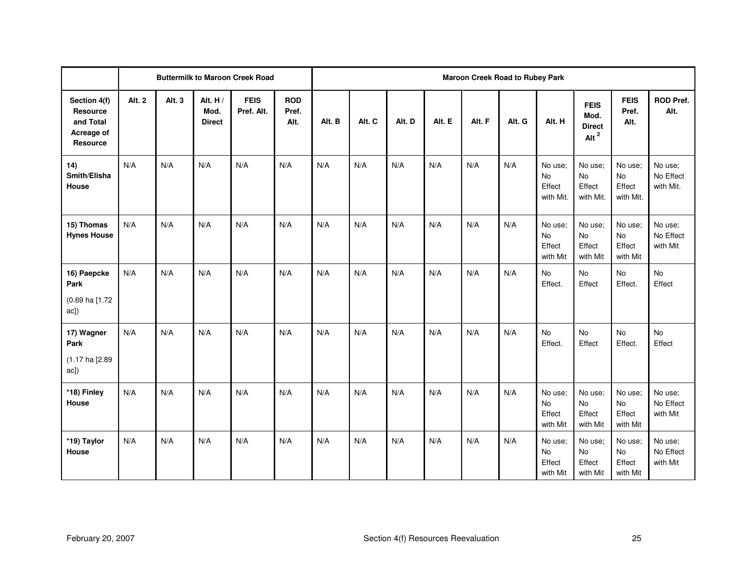| | Buttermilk to Maroon Creek Road | | | | | Maroon Creek Road to Rubey Park | | | | | | | | | |
|---|---|---|---|---|---|---|---|---|---|---|---|---|---|---|---|
| **Section 4(f) Resource and Total Acreage of Resource** | **Alt. 2** | **Alt. 3** | **Alt. H / Mod. Direct** | **FEIS Pref. Alt.** | **ROD Pref. Alt.** | **Alt. B** | **Alt. C** | **Alt. D** | **Alt. E** | **Alt. F** | **Alt. G** | **Alt. H** | **FEIS Mod. Direct Alt [2]** | **FEIS Pref. Alt.** | **ROD Pref. Alt.** |
| **14) Smith/Elisha House** | N/A | N/A | N/A | N/A | N/A | N/A | N/A | N/A | N/A | N/A | N/A | No use; No Effect with Mit. | No use; No Effect with Mit. | No use; No Effect with Mit. | No use; No Effect with Mit. |
| **15) Thomas Hynes House** | N/A | N/A | N/A | N/A | N/A | N/A | N/A | N/A | N/A | N/A | N/A | No use; No Effect with Mit | No use; No Effect with Mit | No use; No Effect with Mit | No use; No Effect with Mit |
| **16) Paepcke Park** (0.69 ha [1.72 ac]) | N/A | N/A | N/A | N/A | N/A | N/A | N/A | N/A | N/A | N/A | N/A | No Effect. | No Effect | No Effect. | No Effect |
| **17) Wagner Park** (1.17 ha [2.89 ac]) | N/A | N/A | N/A | N/A | N/A | N/A | N/A | N/A | N/A | N/A | N/A | No Effect. | No Effect | No Effect. | No Effect |
| ***18) Finley House** | N/A | N/A | N/A | N/A | N/A | N/A | N/A | N/A | N/A | N/A | N/A | No use; No Effect with Mit | No use; No Effect with Mit | No use; No Effect with Mit | No use; No Effect with Mit |
| ***19) Taylor House** | N/A | N/A | N/A | N/A | N/A | N/A | N/A | N/A | N/A | N/A | N/A | No use; No Effect with Mit | No use; No Effect with Mit | No use; No Effect with Mit | No use; No Effect with Mit |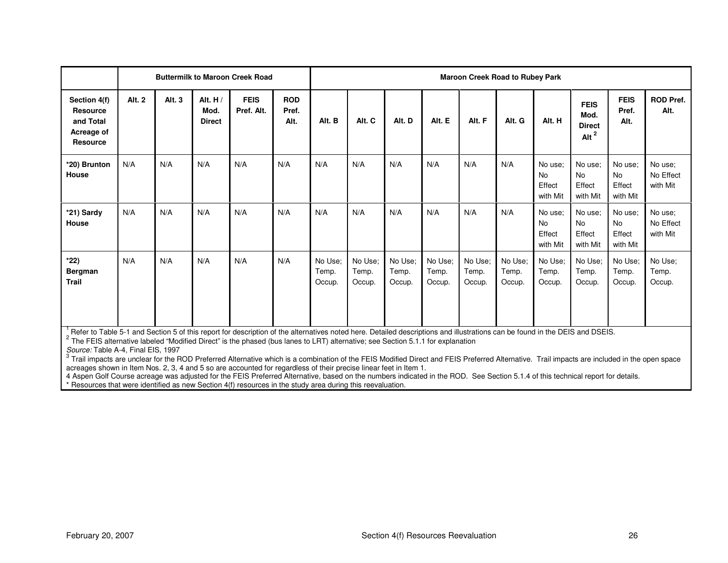| | Buttermilk to Maroon Creek Road | | | | | Maroon Creek Road to Rubey Park | | | | | | | | | |
|---|---|---|---|---|---|---|---|---|---|---|---|---|---|---|---|
| **Section 4(f) Resource and Total Acreage of Resource** | **Alt. 2** | **Alt. 3** | **Alt. H / Mod. Direct** | **FEIS Pref. Alt.** | **ROD Pref. Alt.** | **Alt. B** | **Alt. C** | **Alt. D** | **Alt. E** | **Alt. F** | **Alt. G** | **Alt. H** | **FEIS Mod. Direct Alt [2]** | **FEIS Pref. Alt.** | **ROD Pref. Alt.** |
| ***20) Brunton House** | N/A | N/A | N/A | N/A | N/A | N/A | N/A | N/A | N/A | N/A | N/A | No use; No Effect with Mit | No use; No Effect with Mit | No use; No Effect with Mit | No use; No Effect with Mit |
| ***21) Sardy House** | N/A | N/A | N/A | N/A | N/A | N/A | N/A | N/A | N/A | N/A | N/A | No use; No Effect with Mit | No use; No Effect with Mit | No use; No Effect with Mit | No use; No Effect with Mit |
| ***22) Bergman Trail** | N/A | N/A | N/A | N/A | N/A | No Use; Temp. Occup. | No Use; Temp. Occup. | No Use; Temp. Occup. | No Use; Temp. Occup. | No Use; Temp. Occup. | No Use; Temp. Occup. | No Use; Temp. Occup. | No Use; Temp. Occup. | No Use; Temp. Occup. | No Use; Temp. Occup. |

[1] Refer to Table 5-1 and Section 5 of this report for description of the alternatives noted here. Detailed descriptions and illustrations can be found in the DEIS and DSEIS.
[2] The FEIS alternative labeled "Modified Direct" is the phased (bus lanes to LRT) alternative; see Section 5.1.1 for explanation
*Source:* Table A-4, Final EIS, 1997
[3] Trail impacts are unclear for the ROD Preferred Alternative which is a combination of the FEIS Modified Direct and FEIS Preferred Alternative. Trail impacts are included in the open space acreages shown in Item Nos. 2, 3, 4 and 5 so are accounted for regardless of their precise linear feet in Item 1.
4 Aspen Golf Course acreage was adjusted for the FEIS Preferred Alternative, based on the numbers indicated in the ROD. See Section 5.1.4 of this technical report for details.
* Resources that were identified as new Section 4(f) resources in the study area during this reevaluation.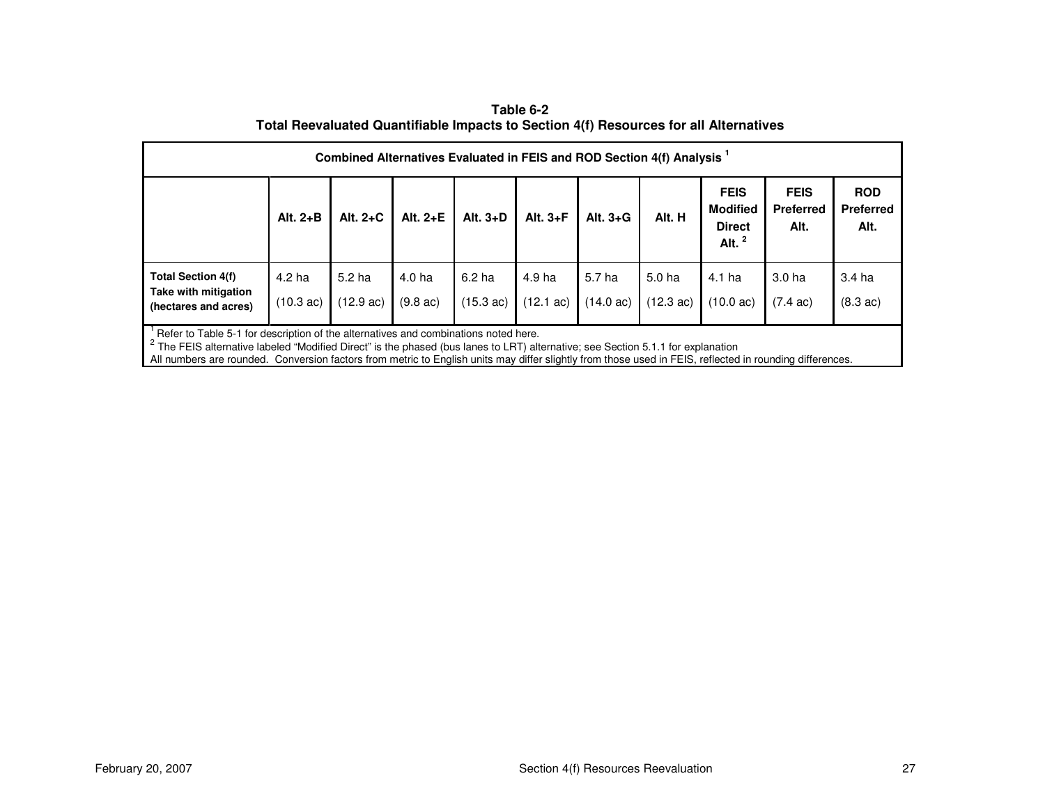**Table 6-2**
**Total Reevaluated Quantifiable Impacts to Section 4(f) Resources for all Alternatives**

| Combined Alternatives Evaluated in FEIS and ROD Section 4(f) Analysis [1] | | | | | | | | | | |
|---|---|---|---|---|---|---|---|---|---|---|
| | **Alt. 2+B** | **Alt. 2+C** | **Alt. 2+E** | **Alt. 3+D** | **Alt. 3+F** | **Alt. 3+G** | **Alt. H** | **FEIS Modified Direct Alt. [2]** | **FEIS Preferred Alt.** | **ROD Preferred Alt.** |
| **Total Section 4(f) Take with mitigation (hectares and acres)** | 4.2 ha (10.3 ac) | 5.2 ha (12.9 ac) | 4.0 ha (9.8 ac) | 6.2 ha (15.3 ac) | 4.9 ha (12.1 ac) | 5.7 ha (14.0 ac) | 5.0 ha (12.3 ac) | 4.1 ha (10.0 ac) | 3.0 ha (7.4 ac) | 3.4 ha (8.3 ac) |

[1] Refer to Table 5-1 for description of the alternatives and combinations noted here.
[2] The FEIS alternative labeled "Modified Direct" is the phased (bus lanes to LRT) alternative; see Section 5.1.1 for explanation
All numbers are rounded. Conversion factors from metric to English units may differ slightly from those used in FEIS, reflected in rounding differences.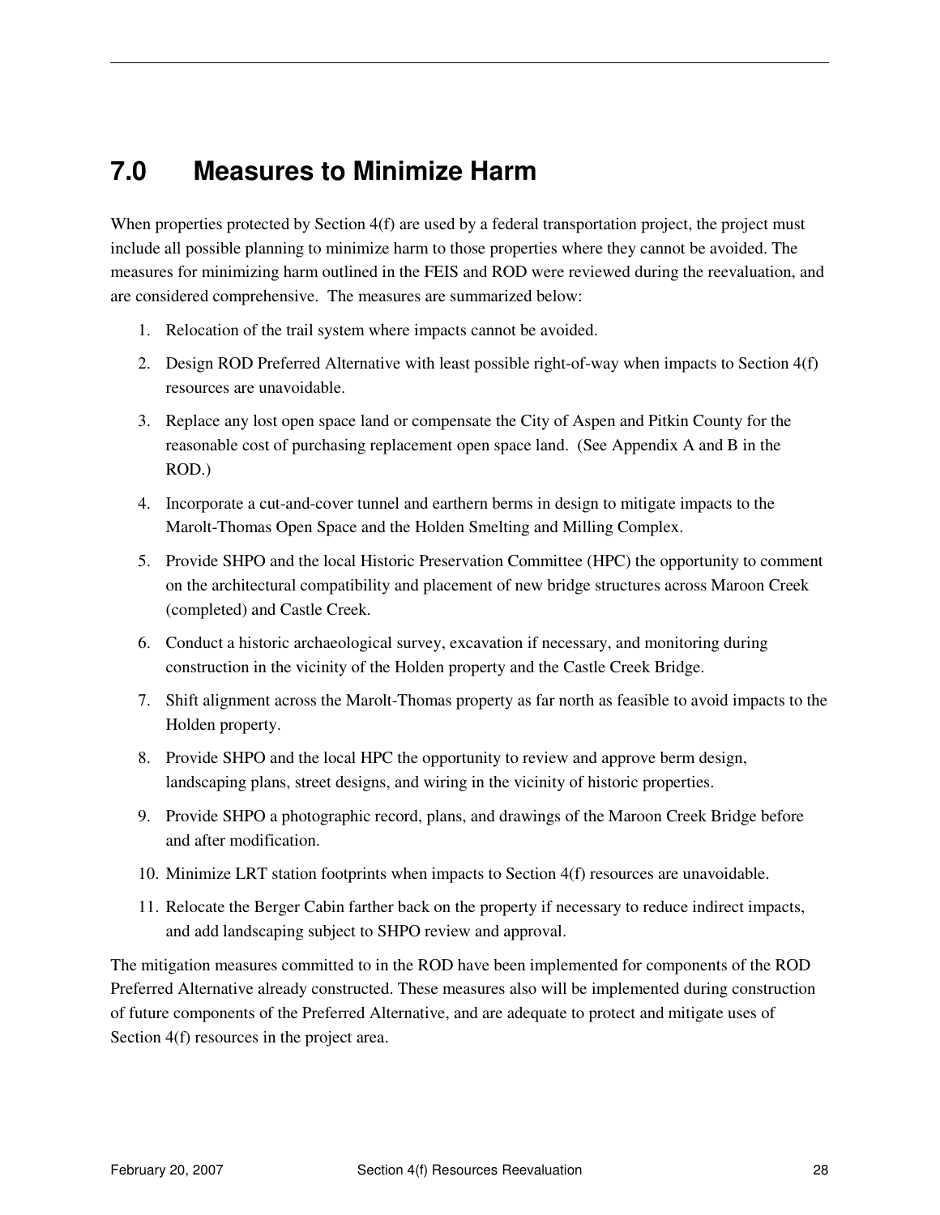# 7.0 Measures to Minimize Harm

When properties protected by Section 4(f) are used by a federal transportation project, the project must include all possible planning to minimize harm to those properties where they cannot be avoided. The measures for minimizing harm outlined in the FEIS and ROD were reviewed during the reevaluation, and are considered comprehensive. The measures are summarized below:

1. Relocation of the trail system where impacts cannot be avoided.
2. Design ROD Preferred Alternative with least possible right-of-way when impacts to Section 4(f) resources are unavoidable.
3. Replace any lost open space land or compensate the City of Aspen and Pitkin County for the reasonable cost of purchasing replacement open space land. (See Appendix A and B in the ROD.)
4. Incorporate a cut-and-cover tunnel and earthern berms in design to mitigate impacts to the Marolt-Thomas Open Space and the Holden Smelting and Milling Complex.
5. Provide SHPO and the local Historic Preservation Committee (HPC) the opportunity to comment on the architectural compatibility and placement of new bridge structures across Maroon Creek (completed) and Castle Creek.
6. Conduct a historic archaeological survey, excavation if necessary, and monitoring during construction in the vicinity of the Holden property and the Castle Creek Bridge.
7. Shift alignment across the Marolt-Thomas property as far north as feasible to avoid impacts to the Holden property.
8. Provide SHPO and the local HPC the opportunity to review and approve berm design, landscaping plans, street designs, and wiring in the vicinity of historic properties.
9. Provide SHPO a photographic record, plans, and drawings of the Maroon Creek Bridge before and after modification.
10. Minimize LRT station footprints when impacts to Section 4(f) resources are unavoidable.
11. Relocate the Berger Cabin farther back on the property if necessary to reduce indirect impacts, and add landscaping subject to SHPO review and approval.

The mitigation measures committed to in the ROD have been implemented for components of the ROD Preferred Alternative already constructed. These measures also will be implemented during construction of future components of the Preferred Alternative, and are adequate to protect and mitigate uses of Section 4(f) resources in the project area.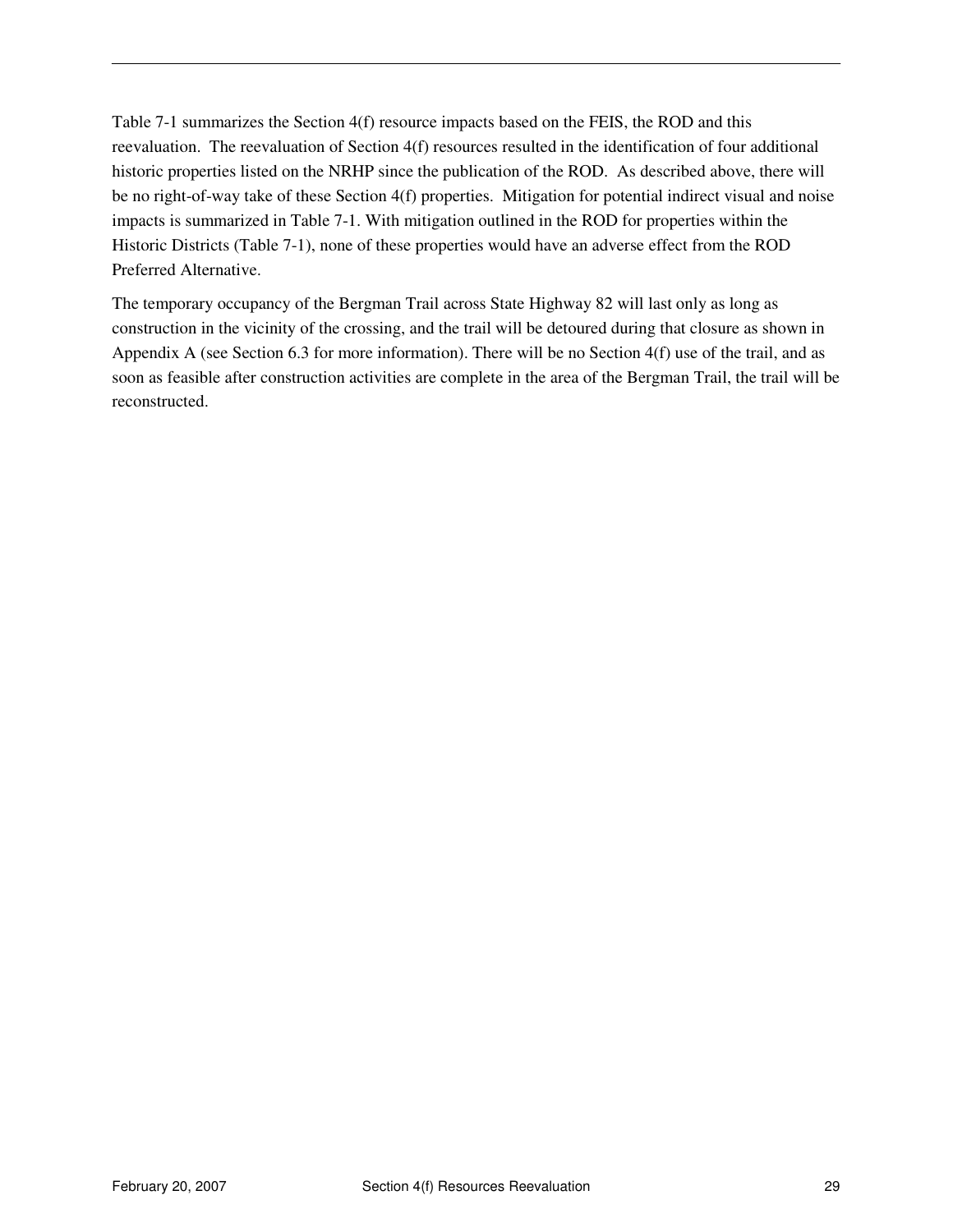Table 7-1 summarizes the Section 4(f) resource impacts based on the FEIS, the ROD and this reevaluation. The reevaluation of Section 4(f) resources resulted in the identification of four additional historic properties listed on the NRHP since the publication of the ROD. As described above, there will be no right-of-way take of these Section 4(f) properties. Mitigation for potential indirect visual and noise impacts is summarized in Table 7-1. With mitigation outlined in the ROD for properties within the Historic Districts (Table 7-1), none of these properties would have an adverse effect from the ROD Preferred Alternative.

The temporary occupancy of the Bergman Trail across State Highway 82 will last only as long as construction in the vicinity of the crossing, and the trail will be detoured during that closure as shown in Appendix A (see Section 6.3 for more information). There will be no Section 4(f) use of the trail, and as soon as feasible after construction activities are complete in the area of the Bergman Trail, the trail will be reconstructed.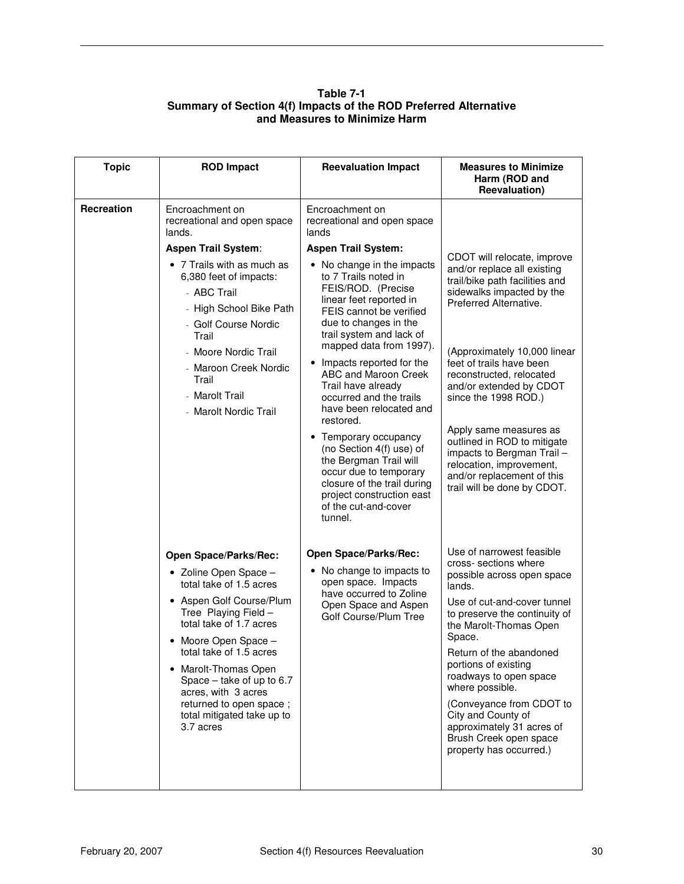**Table 7-1**
**Summary of Section 4(f) Impacts of the ROD Preferred Alternative and Measures to Minimize Harm**

| Topic | ROD Impact | Reevaluation Impact | Measures to Minimize Harm (ROD and Reevaluation) |
|---|---|---|---|
| **Recreation** | Encroachment on recreational and open space lands.<br>**Aspen Trail System**:<br>• 7 Trails with as much as 6,380 feet of impacts:<br>- ABC Trail<br>- High School Bike Path<br>- Golf Course Nordic Trail<br>- Moore Nordic Trail<br>- Maroon Creek Nordic Trail<br>- Marolt Trail<br>- Marolt Nordic Trail | Encroachment on recreational and open space lands<br>**Aspen Trail System:**<br>• No change in the impacts to 7 Trails noted in FEIS/ROD. (Precise linear feet reported in FEIS cannot be verified due to changes in the trail system and lack of mapped data from 1997).<br>• Impacts reported for the ABC and Maroon Creek Trail have already occurred and the trails have been relocated and restored.<br>• Temporary occupancy (no Section 4(f) use) of the Bergman Trail will occur due to temporary closure of the trail during project construction east of the cut-and-cover tunnel. | CDOT will relocate, improve and/or replace all existing trail/bike path facilities and sidewalks impacted by the Preferred Alternative.<br>(Approximately 10,000 linear feet of trails have been reconstructed, relocated and/or extended by CDOT since the 1998 ROD.)<br>Apply same measures as outlined in ROD to mitigate impacts to Bergman Trail – relocation, improvement, and/or replacement of this trail will be done by CDOT. |
| | **Open Space/Parks/Rec:**<br>• Zoline Open Space – total take of 1.5 acres<br>• Aspen Golf Course/Plum Tree Playing Field – total take of 1.7 acres<br>• Moore Open Space – total take of 1.5 acres<br>• Marolt-Thomas Open Space – take of up to 6.7 acres, with 3 acres returned to open space ; total mitigated take up to 3.7 acres | **Open Space/Parks/Rec:**<br>• No change to impacts to open space. Impacts have occurred to Zoline Open Space and Aspen Golf Course/Plum Tree | Use of narrowest feasible cross- sections where possible across open space lands.<br>Use of cut-and-cover tunnel to preserve the continuity of the Marolt-Thomas Open Space.<br>Return of the abandoned portions of existing roadways to open space where possible.<br>(Conveyance from CDOT to City and County of approximately 31 acres of Brush Creek open space property has occurred.) |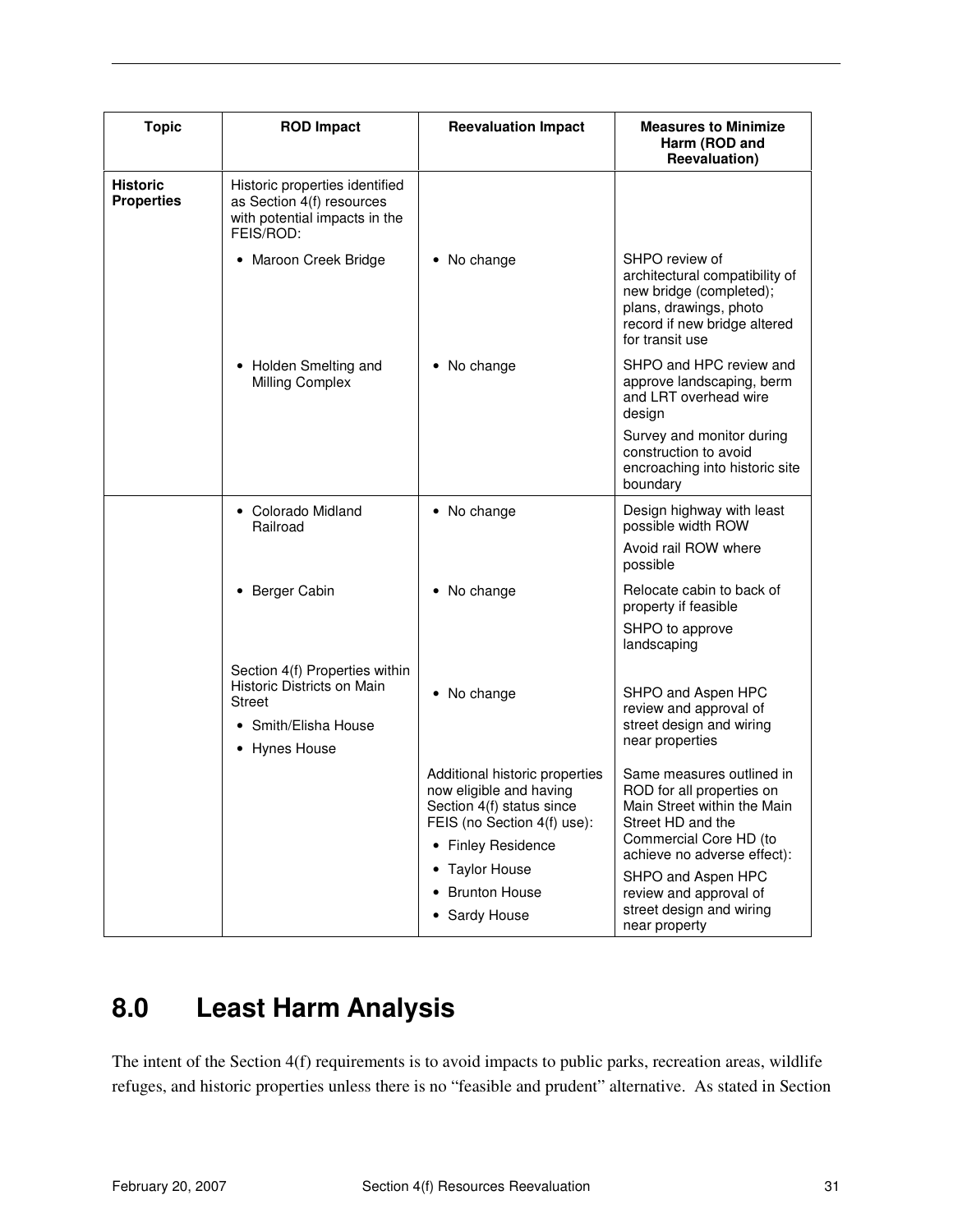| Topic | ROD Impact | Reevaluation Impact | Measures to Minimize Harm (ROD and Reevaluation) |
|---|---|---|---|
| **Historic Properties** | Historic properties identified as Section 4(f) resources with potential impacts in the FEIS/ROD: | | |
| | • Maroon Creek Bridge | • No change | SHPO review of architectural compatibility of new bridge (completed); plans, drawings, photo record if new bridge altered for transit use |
| | • Holden Smelting and Milling Complex | • No change | SHPO and HPC review and approve landscaping, berm and LRT overhead wire design<br>Survey and monitor during construction to avoid encroaching into historic site boundary |
| | • Colorado Midland Railroad | • No change | Design highway with least possible width ROW<br>Avoid rail ROW where possible |
| | • Berger Cabin | • No change | Relocate cabin to back of property if feasible<br>SHPO to approve landscaping |
| | Section 4(f) Properties within Historic Districts on Main Street<br>• Smith/Elisha House<br>• Hynes House | • No change | SHPO and Aspen HPC review and approval of street design and wiring near properties |
| | | Additional historic properties now eligible and having Section 4(f) status since FEIS (no Section 4(f) use):<br>• Finley Residence<br>• Taylor House<br>• Brunton House<br>• Sardy House | Same measures outlined in ROD for all properties on Main Street within the Main Street HD and the Commercial Core HD (to achieve no adverse effect):<br>SHPO and Aspen HPC review and approval of street design and wiring near property |

# 8.0 Least Harm Analysis

The intent of the Section 4(f) requirements is to avoid impacts to public parks, recreation areas, wildlife refuges, and historic properties unless there is no "feasible and prudent" alternative. As stated in Section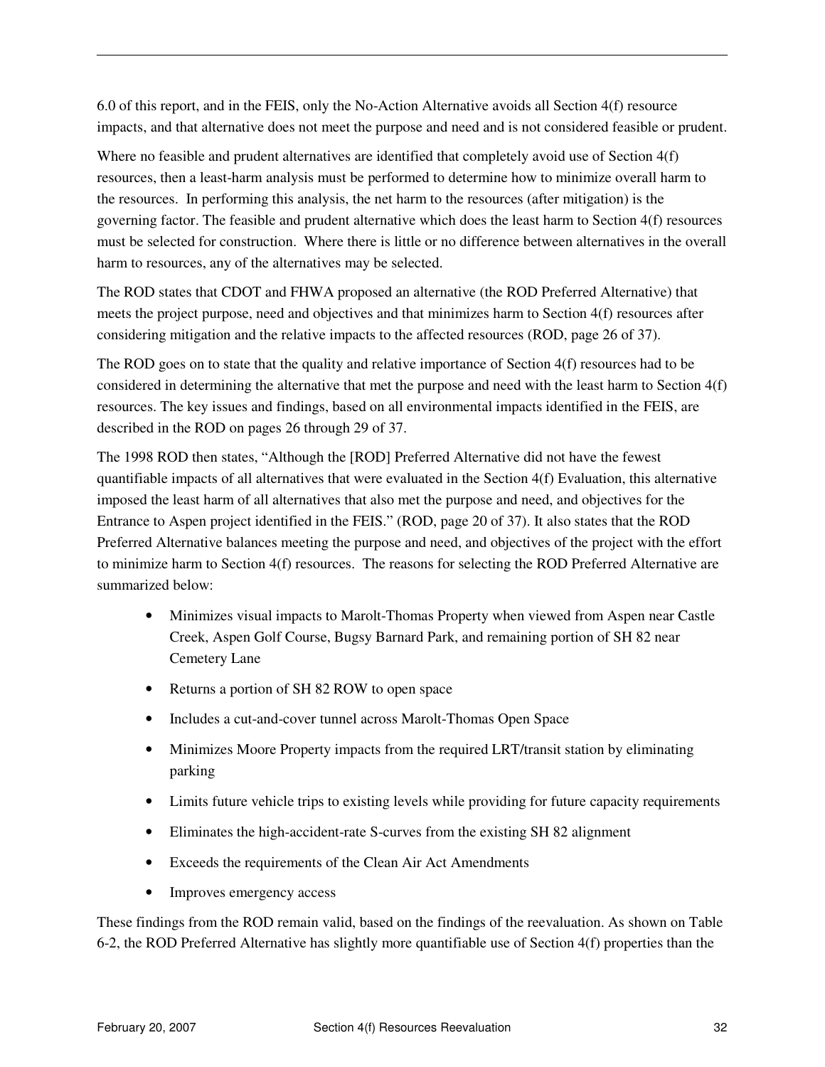6.0 of this report, and in the FEIS, only the No-Action Alternative avoids all Section 4(f) resource impacts, and that alternative does not meet the purpose and need and is not considered feasible or prudent.

Where no feasible and prudent alternatives are identified that completely avoid use of Section 4(f) resources, then a least-harm analysis must be performed to determine how to minimize overall harm to the resources. In performing this analysis, the net harm to the resources (after mitigation) is the governing factor. The feasible and prudent alternative which does the least harm to Section 4(f) resources must be selected for construction. Where there is little or no difference between alternatives in the overall harm to resources, any of the alternatives may be selected.

The ROD states that CDOT and FHWA proposed an alternative (the ROD Preferred Alternative) that meets the project purpose, need and objectives and that minimizes harm to Section 4(f) resources after considering mitigation and the relative impacts to the affected resources (ROD, page 26 of 37).

The ROD goes on to state that the quality and relative importance of Section 4(f) resources had to be considered in determining the alternative that met the purpose and need with the least harm to Section 4(f) resources. The key issues and findings, based on all environmental impacts identified in the FEIS, are described in the ROD on pages 26 through 29 of 37.

The 1998 ROD then states, "Although the [ROD] Preferred Alternative did not have the fewest quantifiable impacts of all alternatives that were evaluated in the Section 4(f) Evaluation, this alternative imposed the least harm of all alternatives that also met the purpose and need, and objectives for the Entrance to Aspen project identified in the FEIS." (ROD, page 20 of 37). It also states that the ROD Preferred Alternative balances meeting the purpose and need, and objectives of the project with the effort to minimize harm to Section 4(f) resources. The reasons for selecting the ROD Preferred Alternative are summarized below:

- Minimizes visual impacts to Marolt-Thomas Property when viewed from Aspen near Castle Creek, Aspen Golf Course, Bugsy Barnard Park, and remaining portion of SH 82 near Cemetery Lane
- Returns a portion of SH 82 ROW to open space
- Includes a cut-and-cover tunnel across Marolt-Thomas Open Space
- Minimizes Moore Property impacts from the required LRT/transit station by eliminating parking
- Limits future vehicle trips to existing levels while providing for future capacity requirements
- Eliminates the high-accident-rate S-curves from the existing SH 82 alignment
- Exceeds the requirements of the Clean Air Act Amendments
- Improves emergency access

These findings from the ROD remain valid, based on the findings of the reevaluation. As shown on Table 6-2, the ROD Preferred Alternative has slightly more quantifiable use of Section 4(f) properties than the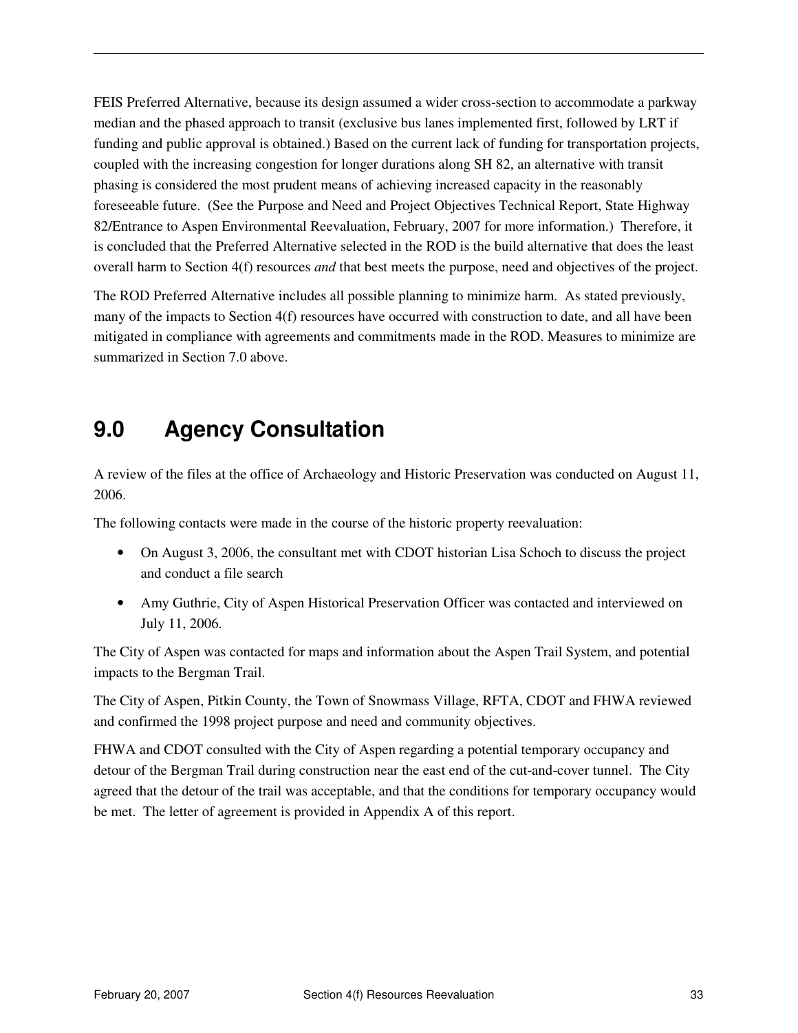FEIS Preferred Alternative, because its design assumed a wider cross-section to accommodate a parkway median and the phased approach to transit (exclusive bus lanes implemented first, followed by LRT if funding and public approval is obtained.) Based on the current lack of funding for transportation projects, coupled with the increasing congestion for longer durations along SH 82, an alternative with transit phasing is considered the most prudent means of achieving increased capacity in the reasonably foreseeable future. (See the Purpose and Need and Project Objectives Technical Report, State Highway 82/Entrance to Aspen Environmental Reevaluation, February, 2007 for more information.) Therefore, it is concluded that the Preferred Alternative selected in the ROD is the build alternative that does the least overall harm to Section 4(f) resources *and* that best meets the purpose, need and objectives of the project.

The ROD Preferred Alternative includes all possible planning to minimize harm. As stated previously, many of the impacts to Section 4(f) resources have occurred with construction to date, and all have been mitigated in compliance with agreements and commitments made in the ROD. Measures to minimize are summarized in Section 7.0 above.

# 9.0 Agency Consultation

A review of the files at the office of Archaeology and Historic Preservation was conducted on August 11, 2006.

The following contacts were made in the course of the historic property reevaluation:

- On August 3, 2006, the consultant met with CDOT historian Lisa Schoch to discuss the project and conduct a file search
- Amy Guthrie, City of Aspen Historical Preservation Officer was contacted and interviewed on July 11, 2006.

The City of Aspen was contacted for maps and information about the Aspen Trail System, and potential impacts to the Bergman Trail.

The City of Aspen, Pitkin County, the Town of Snowmass Village, RFTA, CDOT and FHWA reviewed and confirmed the 1998 project purpose and need and community objectives.

FHWA and CDOT consulted with the City of Aspen regarding a potential temporary occupancy and detour of the Bergman Trail during construction near the east end of the cut-and-cover tunnel. The City agreed that the detour of the trail was acceptable, and that the conditions for temporary occupancy would be met. The letter of agreement is provided in Appendix A of this report.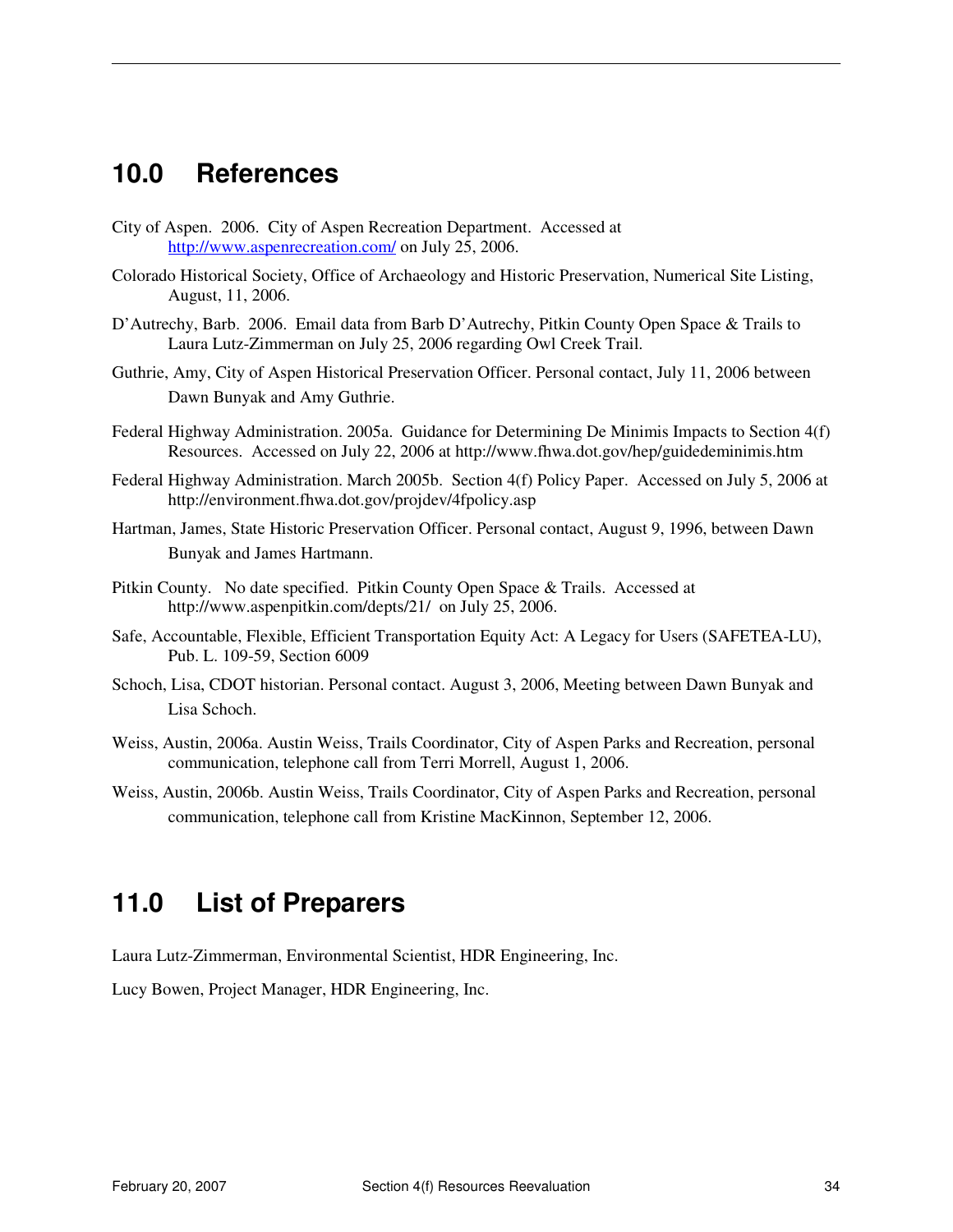# 10.0 References

City of Aspen. 2006. City of Aspen Recreation Department. Accessed at http://www.aspenrecreation.com/ on July 25, 2006.

Colorado Historical Society, Office of Archaeology and Historic Preservation, Numerical Site Listing, August, 11, 2006.

D'Autrechy, Barb. 2006. Email data from Barb D'Autrechy, Pitkin County Open Space & Trails to Laura Lutz-Zimmerman on July 25, 2006 regarding Owl Creek Trail.

Guthrie, Amy, City of Aspen Historical Preservation Officer. Personal contact, July 11, 2006 between Dawn Bunyak and Amy Guthrie.

Federal Highway Administration. 2005a. Guidance for Determining De Minimis Impacts to Section 4(f) Resources. Accessed on July 22, 2006 at http://www.fhwa.dot.gov/hep/guidedeminimis.htm

Federal Highway Administration. March 2005b. Section 4(f) Policy Paper. Accessed on July 5, 2006 at http://environment.fhwa.dot.gov/projdev/4fpolicy.asp

Hartman, James, State Historic Preservation Officer. Personal contact, August 9, 1996, between Dawn Bunyak and James Hartmann.

Pitkin County. No date specified. Pitkin County Open Space & Trails. Accessed at http://www.aspenpitkin.com/depts/21/ on July 25, 2006.

Safe, Accountable, Flexible, Efficient Transportation Equity Act: A Legacy for Users (SAFETEA-LU), Pub. L. 109-59, Section 6009

Schoch, Lisa, CDOT historian. Personal contact. August 3, 2006, Meeting between Dawn Bunyak and Lisa Schoch.

Weiss, Austin, 2006a. Austin Weiss, Trails Coordinator, City of Aspen Parks and Recreation, personal communication, telephone call from Terri Morrell, August 1, 2006.

Weiss, Austin, 2006b. Austin Weiss, Trails Coordinator, City of Aspen Parks and Recreation, personal communication, telephone call from Kristine MacKinnon, September 12, 2006.

# 11.0 List of Preparers

Laura Lutz-Zimmerman, Environmental Scientist, HDR Engineering, Inc.

Lucy Bowen, Project Manager, HDR Engineering, Inc.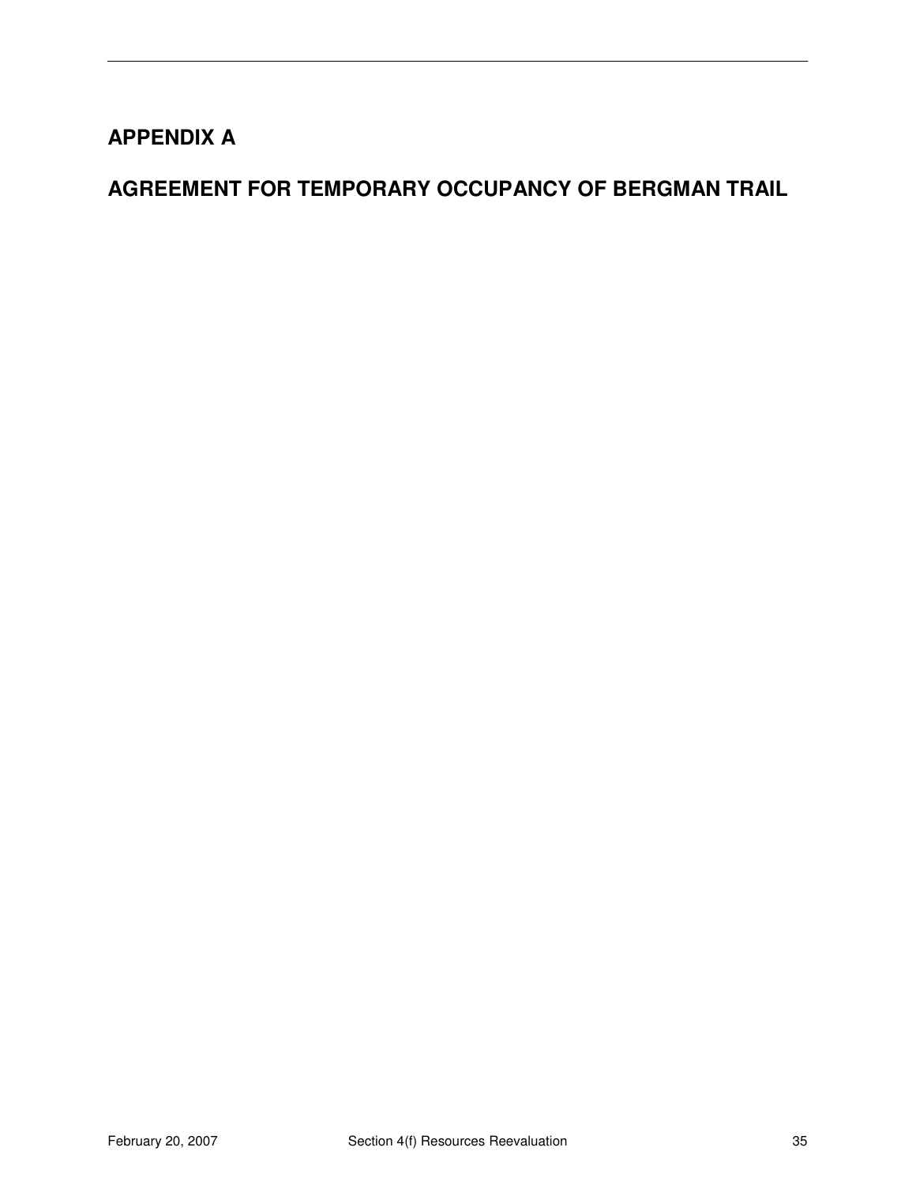# APPENDIX A

# AGREEMENT FOR TEMPORARY OCCUPANCY OF BERGMAN TRAIL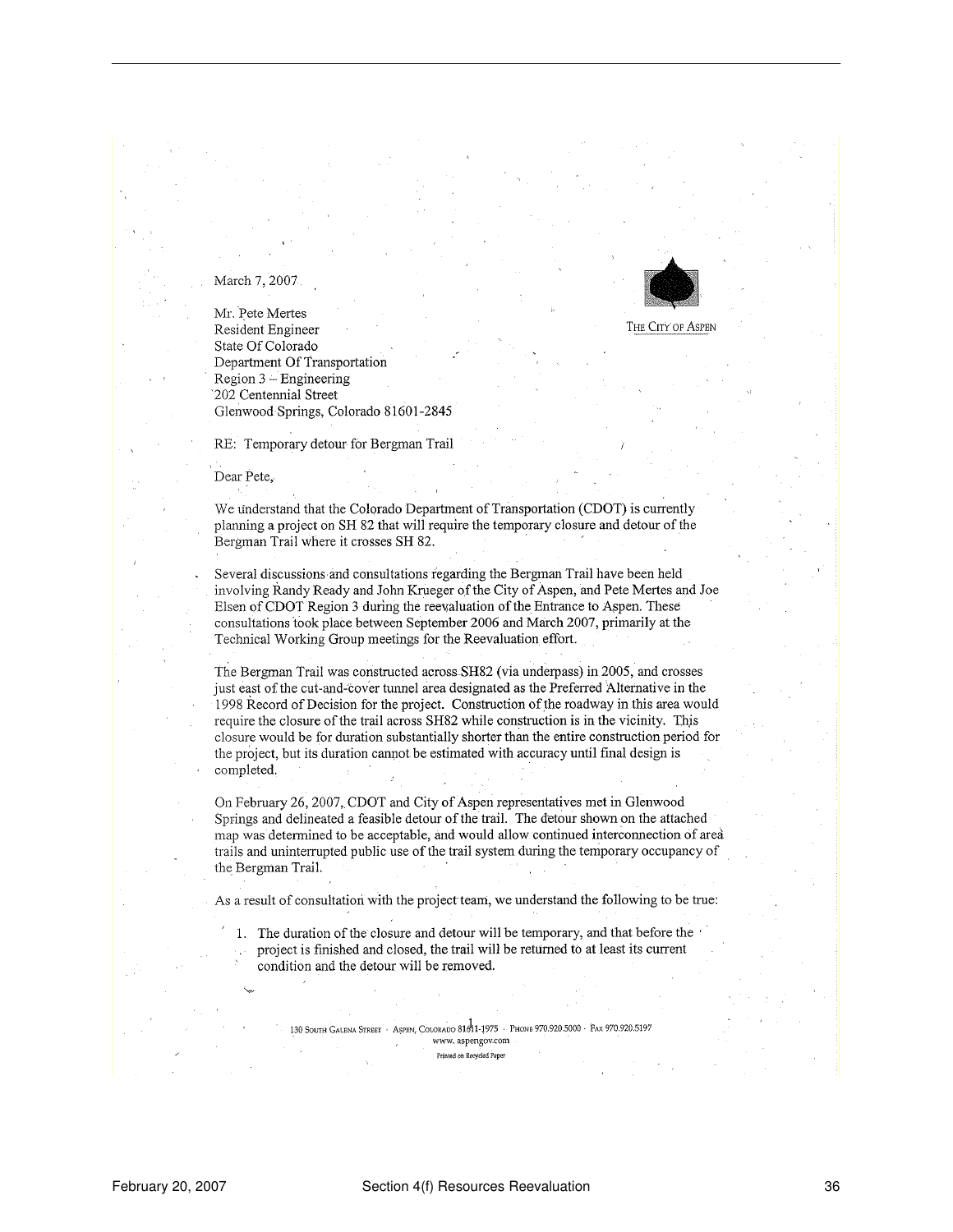March 7, 2007

THE CITY OF ASPEN

Mr. Pete Mertes
Resident Engineer
State Of Colorado
Department Of Transportation
Region 3 – Engineering
202 Centennial Street
Glenwood Springs, Colorado 81601-2845

RE: Temporary detour for Bergman Trail

Dear Pete,

We understand that the Colorado Department of Transportation (CDOT) is currently planning a project on SH 82 that will require the temporary closure and detour of the Bergman Trail where it crosses SH 82.

Several discussions and consultations regarding the Bergman Trail have been held involving Randy Ready and John Krueger of the City of Aspen, and Pete Mertes and Joe Elsen of CDOT Region 3 during the reevaluation of the Entrance to Aspen. These consultations took place between September 2006 and March 2007, primarily at the Technical Working Group meetings for the Reevaluation effort.

The Bergman Trail was constructed across SH82 (via underpass) in 2005, and crosses just east of the cut-and-cover tunnel area designated as the Preferred Alternative in the 1998 Record of Decision for the project. Construction of the roadway in this area would require the closure of the trail across SH82 while construction is in the vicinity. This closure would be for duration substantially shorter than the entire construction period for the project, but its duration cannot be estimated with accuracy until final design is completed.

On February 26, 2007, CDOT and City of Aspen representatives met in Glenwood Springs and delineated a feasible detour of the trail. The detour shown on the attached map was determined to be acceptable, and would allow continued interconnection of area trails and uninterrupted public use of the trail system during the temporary occupancy of the Bergman Trail.

As a result of consultation with the project team, we understand the following to be true:

1. The duration of the closure and detour will be temporary, and that before the project is finished and closed, the trail will be returned to at least its current condition and the detour will be removed.

130 South Galena Street · Aspen, Colorado 81611-1975 · Phone 970.920.5000 · Fax 970.920.5197
www.aspengov.com
Printed on Recycled Paper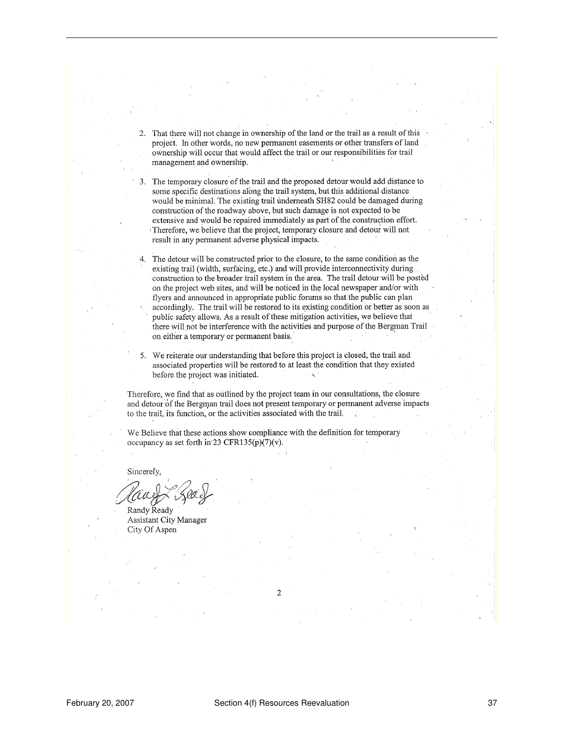2. That there will not change in ownership of the land or the trail as a result of this project. In other words, no new permanent easements or other transfers of land ownership will occur that would affect the trail or our responsibilities for trail management and ownership.

3. The temporary closure of the trail and the proposed detour would add distance to some specific destinations along the trail system, but this additional distance would be minimal. The existing trail underneath SH82 could be damaged during construction of the roadway above, but such damage is not expected to be extensive and would be repaired immediately as part of the construction effort. Therefore, we believe that the project, temporary closure and detour will not result in any permanent adverse physical impacts.

4. The detour will be constructed prior to the closure, to the same condition as the existing trail (width, surfacing, etc.) and will provide interconnectivity during construction to the broader trail system in the area. The trail detour will be posted on the project web sites, and will be noticed in the local newspaper and/or with flyers and announced in appropriate public forums so that the public can plan accordingly. The trail will be restored to its existing condition or better as soon as public safety allows. As a result of these mitigation activities, we believe that there will not be interference with the activities and purpose of the Bergman Trail on either a temporary or permanent basis.

5. We reiterate our understanding that before this project is closed, the trail and associated properties will be restored to at least the condition that they existed before the project was initiated.

Therefore, we find that as outlined by the project team in our consultations, the closure and detour of the Bergman trail does not present temporary or permanent adverse impacts to the trail, its function, or the activities associated with the trail.

We Believe that these actions show compliance with the definition for temporary occupancy as set forth in 23 CFR135(p)(7)(v).

Sincerely,

Randy Ready
Assistant City Manager
City Of Aspen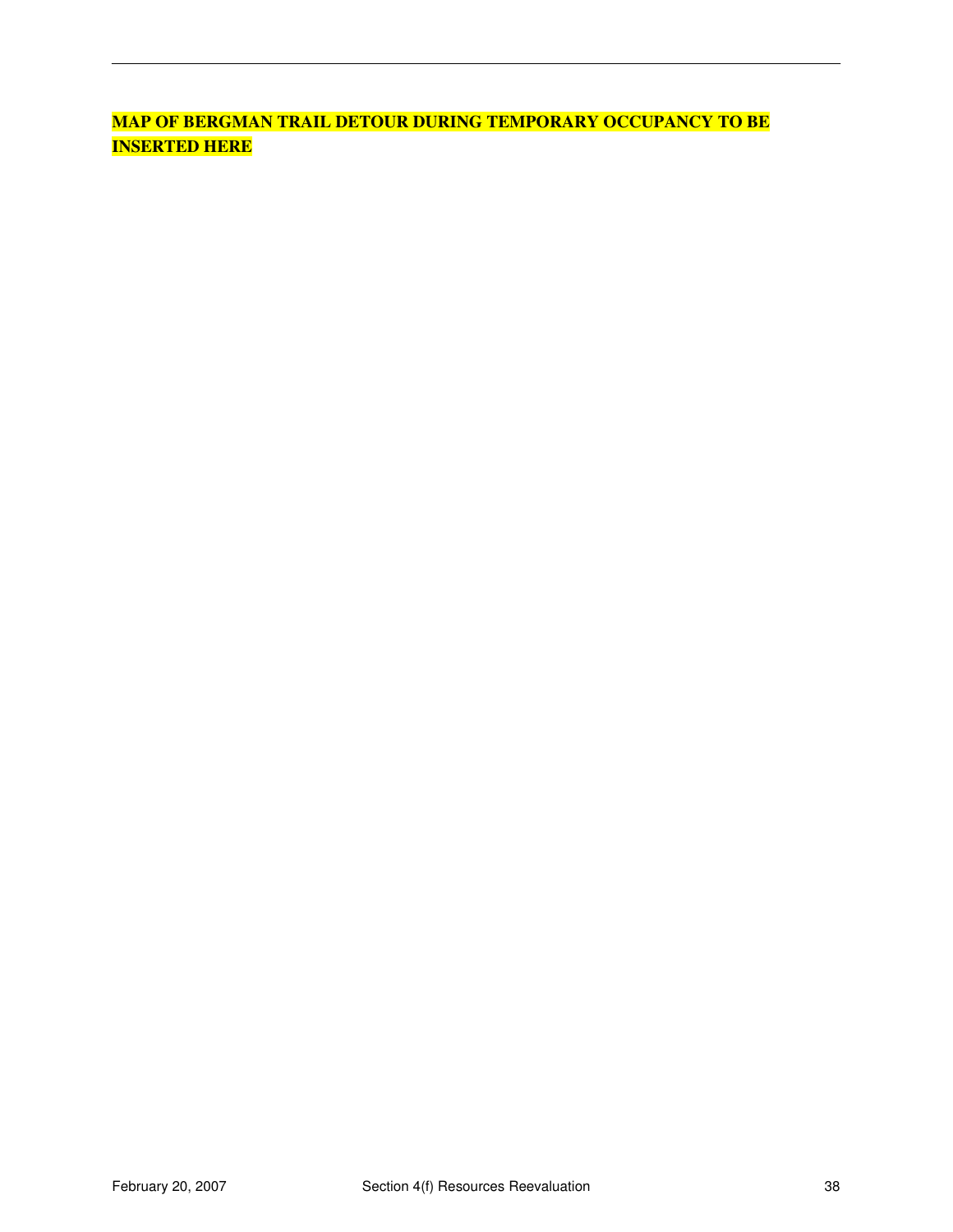**MAP OF BERGMAN TRAIL DETOUR DURING TEMPORARY OCCUPANCY TO BE INSERTED HERE**